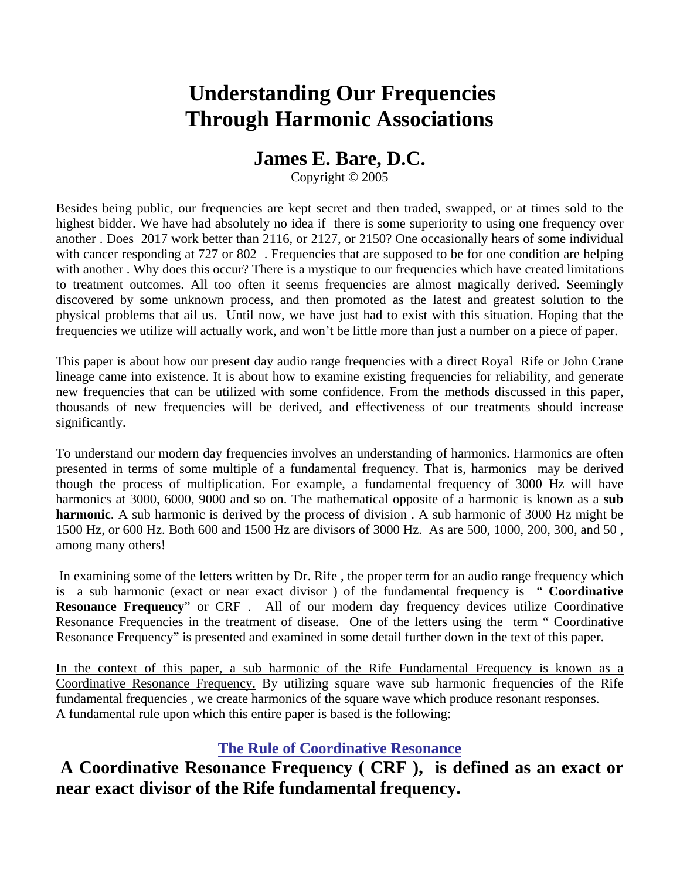# Understanding Our Frequencies Through Harmonic Associations

## James E. Bare, D.C.

Copyright © 2005

Besides being public, our frequencies are kept secret and then traded, swapped, or at times sold to the highest bidder. We have had absolutely no idea if there is some superiority to using one frequency over another . Does 2017 work better than 2116, or 2127, or 2150? One occasionally hears of some individual with cancer responding at 727 or 802 . Frequencies that are supposed to be for one condition are helping with another . Why does this occur? There is a mystique to our frequencies which have created limitations to treatment outcomes. All too often it seems frequencies are almost magically derived. Seemingly discovered by some unknown process, and then promoted as the latest and greatest solution to the physical problems that ail us. Until now, we have just had to exist with this situation. Hoping that the frequencies we utilize will actually work, and won't be little more than just a number on a piece of paper.

This paper is about how our present day audio range frequencies with a direct Royal Rife or John Crane lineage came into existence. It is about how to examine existing frequencies for reliability, and generate new frequencies that can be utilized with some confidence. From the methods discussed in this paper, thousands of new frequencies will be derived, and effectiveness of our treatments should increase significantly.

To understand our modern day frequencies involves an understanding of harmonics. Harmonics are often presented in terms of some multiple of a fundamental frequency. That is, harmonics may be derived though the process of multiplication. For example, a fundamental frequency of 3000 Hz will have harmonics at 3000, 6000, 9000 and so on. The mathematical opposite of a harmonic is known as a **sub harmonic**. A sub harmonic is derived by the process of division . A sub harmonic of 3000 Hz might be 1500 Hz, or 600 Hz. Both 600 and 1500 Hz are divisors of 3000 Hz. As are 500, 1000, 200, 300, and 50 , among many others!

In examining some of the letters written by Dr. Rife , the proper term for an audio range frequency which is a sub harmonic (exact or near exact divisor ) of the fundamental frequency is " **Coordinative Resonance Frequency**" or CRF . All of our modern day frequency devices utilize Coordinative Resonance Frequencies in the treatment of disease. One of the letters using the term " Coordinative Resonance Frequency" is presented and examined in some detail further down in the text of this paper.

<u>In the context of this paper, a sub harmonic of the Rife Fundamental Frequency is known as a Coordinative Resonance Frequency.</u> By utilizing square wave sub harmonic frequencies of the Rife fundamental frequencies , we create harmonics of the square wave which produce resonant responses. A fundamental rule upon which this entire paper is based is the following:

### <u>The Rule of Coordinative Resonance</u>

**A Coordinative Resonance Frequency ( CRF ), is defined as an exact or near exact divisor of the Rife fundamental frequency.**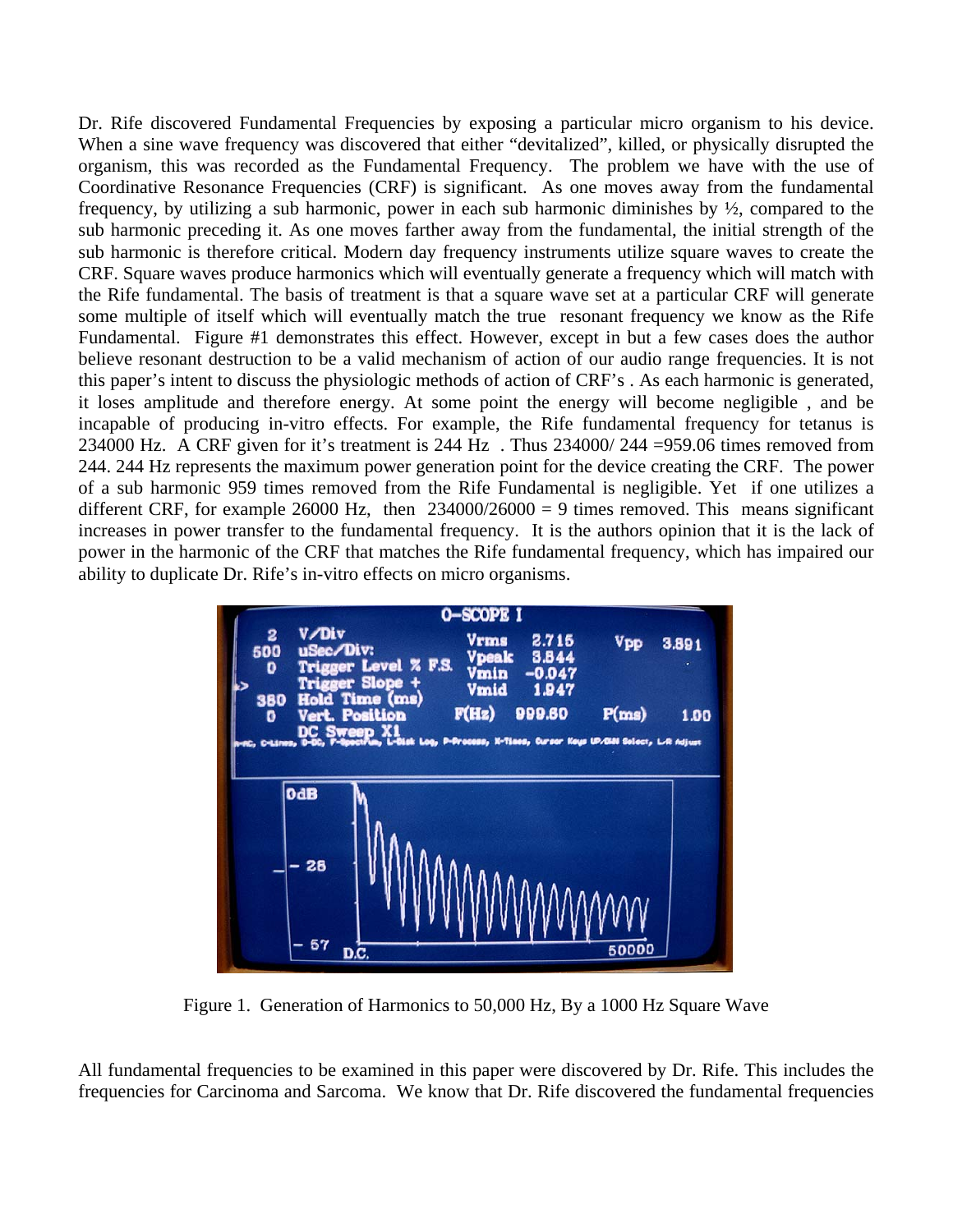Dr. Rife discovered Fundamental Frequencies by exposing a particular micro organism to his device. When a sine wave frequency was discovered that either "devitalized", killed, or physically disrupted the organism, this was recorded as the Fundamental Frequency. The problem we have with the use of Coordinative Resonance Frequencies (CRF) is significant. As one moves away from the fundamental frequency, by utilizing a sub harmonic, power in each sub harmonic diminishes by ½, compared to the sub harmonic preceding it. As one moves farther away from the fundamental, the initial strength of the sub harmonic is therefore critical. Modern day frequency instruments utilize square waves to create the CRF. Square waves produce harmonics which will eventually generate a frequency which will match with the Rife fundamental. The basis of treatment is that a square wave set at a particular CRF will generate some multiple of itself which will eventually match the true resonant frequency we know as the Rife Fundamental. Figure #1 demonstrates this effect. However, except in but a few cases does the author believe resonant destruction to be a valid mechanism of action of our audio range frequencies. It is not this paper's intent to discuss the physiologic methods of action of CRF's . As each harmonic is generated, it loses amplitude and therefore energy. At some point the energy will become negligible , and be incapable of producing in-vitro effects. For example, the Rife fundamental frequency for tetanus is 234000 Hz. A CRF given for it's treatment is 244 Hz . Thus 234000/ 244 =959.06 times removed from 244. 244 Hz represents the maximum power generation point for the device creating the CRF. The power of a sub harmonic 959 times removed from the Rife Fundamental is negligible. Yet if one utilizes a different CRF, for example 26000 Hz, then 234000/26000 = 9 times removed. This means significant increases in power transfer to the fundamental frequency. It is the authors opinion that it is the lack of power in the harmonic of the CRF that matches the Rife fundamental frequency, which has impaired our ability to duplicate Dr. Rife's in-vitro effects on micro organisms.

Figure 1. Generation of Harmonics to 50,000 Hz, By a 1000 Hz Square Wave

All fundamental frequencies to be examined in this paper were discovered by Dr. Rife. This includes the frequencies for Carcinoma and Sarcoma. We know that Dr. Rife discovered the fundamental frequencies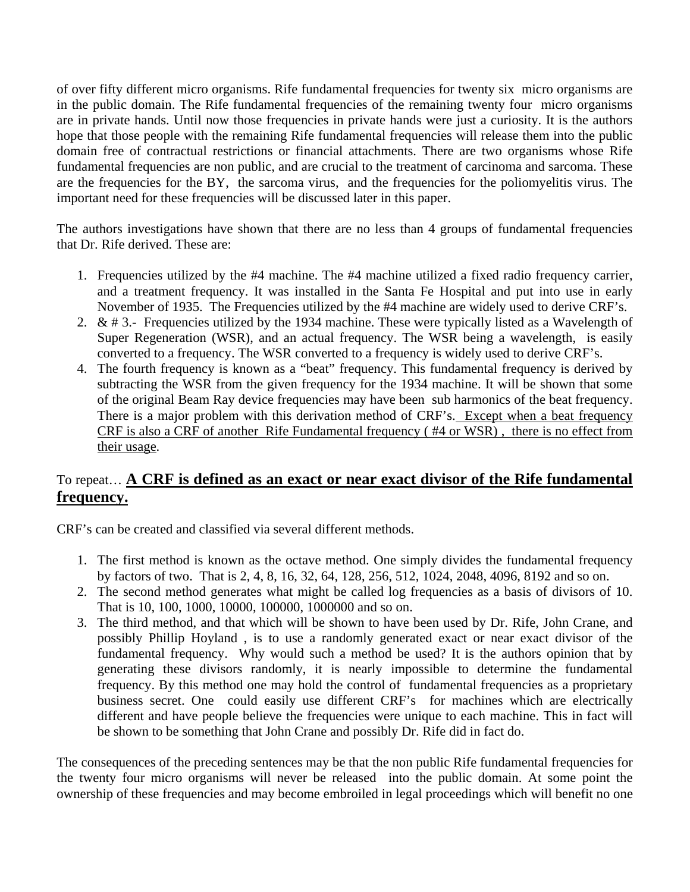of over fifty different micro organisms. Rife fundamental frequencies for twenty six micro organisms are in the public domain. The Rife fundamental frequencies of the remaining twenty four micro organisms are in private hands. Until now those frequencies in private hands were just a curiosity. It is the authors hope that those people with the remaining Rife fundamental frequencies will release them into the public domain free of contractual restrictions or financial attachments. There are two organisms whose Rife fundamental frequencies are non public, and are crucial to the treatment of carcinoma and sarcoma. These are the frequencies for the BY, the sarcoma virus, and the frequencies for the poliomyelitis virus. The important need for these frequencies will be discussed later in this paper.

The authors investigations have shown that there are no less than 4 groups of fundamental frequencies that Dr. Rife derived. These are:

1. Frequencies utilized by the #4 machine. The #4 machine utilized a fixed radio frequency carrier, and a treatment frequency. It was installed in the Santa Fe Hospital and put into use in early November of 1935. The Frequencies utilized by the #4 machine are widely used to derive CRF's.
2. & # 3.- Frequencies utilized by the 1934 machine. These were typically listed as a Wavelength of Super Regeneration (WSR), and an actual frequency. The WSR being a wavelength, is easily converted to a frequency. The WSR converted to a frequency is widely used to derive CRF's.
4. The fourth frequency is known as a "beat" frequency. This fundamental frequency is derived by subtracting the WSR from the given frequency for the 1934 machine. It will be shown that some of the original Beam Ray device frequencies may have been sub harmonics of the beat frequency. There is a major problem with this derivation method of CRF's. <u>Except when a beat frequency CRF is also a CRF of another Rife Fundamental frequency ( #4 or WSR) , there is no effect from their usage</u>.

To repeat… <u>**A CRF is defined as an exact or near exact divisor of the Rife fundamental frequency.**</u>

CRF's can be created and classified via several different methods.

1. The first method is known as the octave method. One simply divides the fundamental frequency by factors of two. That is 2, 4, 8, 16, 32, 64, 128, 256, 512, 1024, 2048, 4096, 8192 and so on.
2. The second method generates what might be called log frequencies as a basis of divisors of 10. That is 10, 100, 1000, 10000, 100000, 1000000 and so on.
3. The third method, and that which will be shown to have been used by Dr. Rife, John Crane, and possibly Phillip Hoyland , is to use a randomly generated exact or near exact divisor of the fundamental frequency. Why would such a method be used? It is the authors opinion that by generating these divisors randomly, it is nearly impossible to determine the fundamental frequency. By this method one may hold the control of fundamental frequencies as a proprietary business secret. One could easily use different CRF's for machines which are electrically different and have people believe the frequencies were unique to each machine. This in fact will be shown to be something that John Crane and possibly Dr. Rife did in fact do.

The consequences of the preceding sentences may be that the non public Rife fundamental frequencies for the twenty four micro organisms will never be released into the public domain. At some point the ownership of these frequencies and may become embroiled in legal proceedings which will benefit no one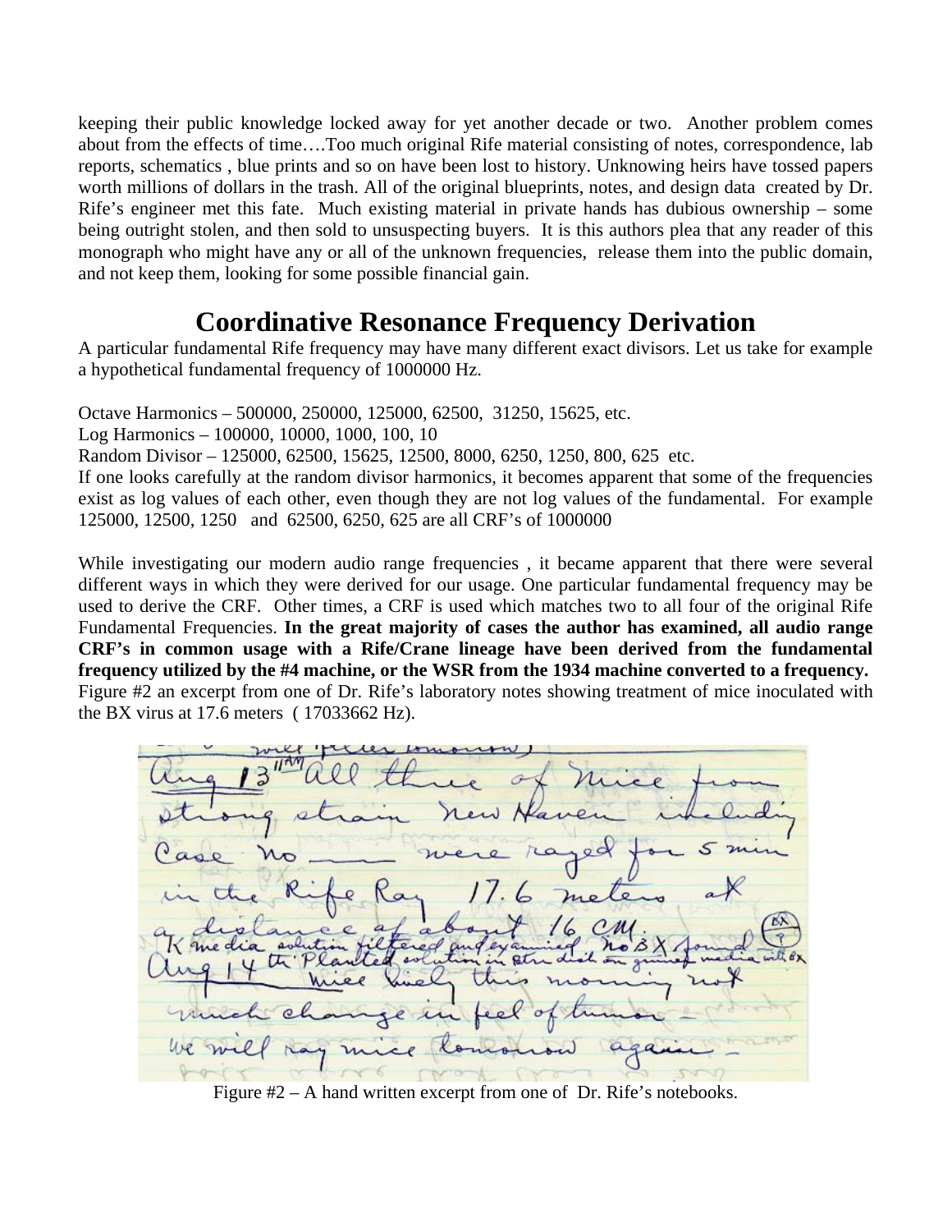keeping their public knowledge locked away for yet another decade or two. Another problem comes about from the effects of time….Too much original Rife material consisting of notes, correspondence, lab reports, schematics , blue prints and so on have been lost to history. Unknowing heirs have tossed papers worth millions of dollars in the trash. All of the original blueprints, notes, and design data created by Dr. Rife's engineer met this fate. Much existing material in private hands has dubious ownership – some being outright stolen, and then sold to unsuspecting buyers. It is this authors plea that any reader of this monograph who might have any or all of the unknown frequencies, release them into the public domain, and not keep them, looking for some possible financial gain.

## Coordinative Resonance Frequency Derivation

A particular fundamental Rife frequency may have many different exact divisors. Let us take for example a hypothetical fundamental frequency of 1000000 Hz.

Octave Harmonics – 500000, 250000, 125000, 62500, 31250, 15625, etc.
Log Harmonics – 100000, 10000, 1000, 100, 10
Random Divisor – 125000, 62500, 15625, 12500, 8000, 6250, 1250, 800, 625 etc.
If one looks carefully at the random divisor harmonics, it becomes apparent that some of the frequencies exist as log values of each other, even though they are not log values of the fundamental. For example 125000, 12500, 1250 and 62500, 6250, 625 are all CRF's of 1000000

While investigating our modern audio range frequencies , it became apparent that there were several different ways in which they were derived for our usage. One particular fundamental frequency may be used to derive the CRF. Other times, a CRF is used which matches two to all four of the original Rife Fundamental Frequencies. **In the great majority of cases the author has examined, all audio range CRF's in common usage with a Rife/Crane lineage have been derived from the fundamental frequency utilized by the #4 machine, or the WSR from the 1934 machine converted to a frequency.** Figure #2 an excerpt from one of Dr. Rife's laboratory notes showing treatment of mice inoculated with the BX virus at 17.6 meters ( 17033662 Hz).

Figure #2 – A hand written excerpt from one of Dr. Rife's notebooks.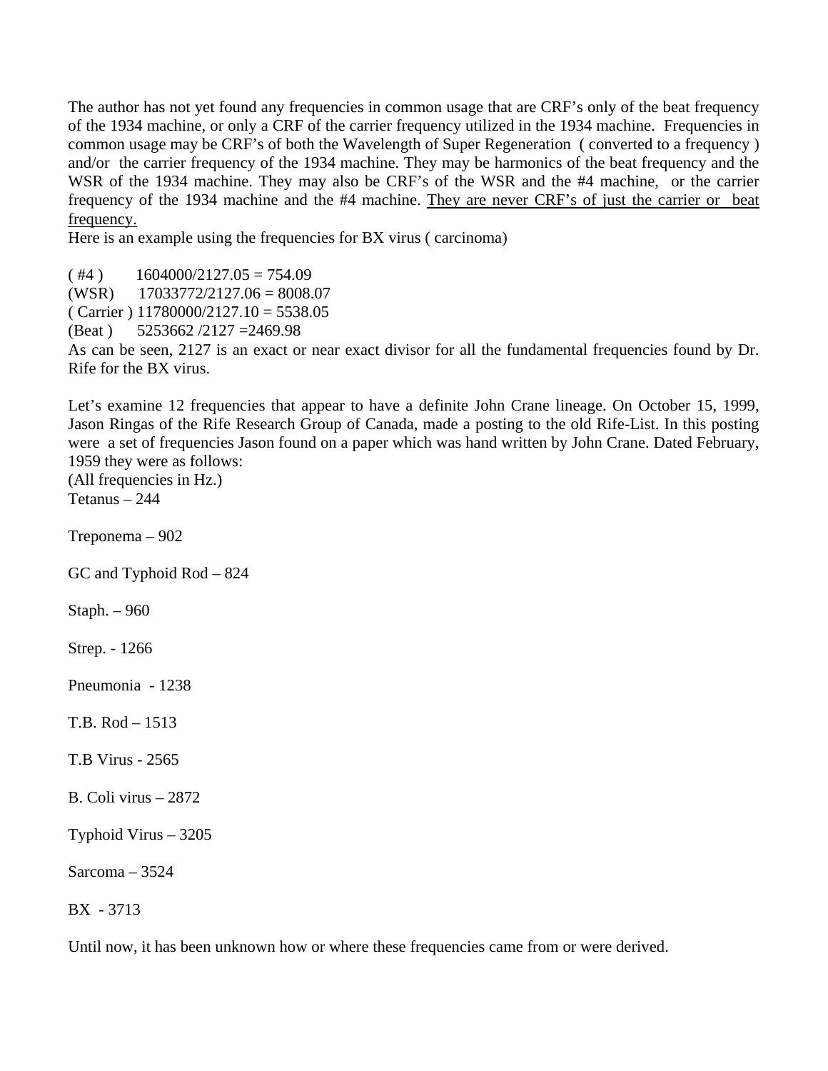The author has not yet found any frequencies in common usage that are CRF's only of the beat frequency of the 1934 machine, or only a CRF of the carrier frequency utilized in the 1934 machine. Frequencies in common usage may be CRF's of both the Wavelength of Super Regeneration ( converted to a frequency ) and/or the carrier frequency of the 1934 machine. They may be harmonics of the beat frequency and the WSR of the 1934 machine. They may also be CRF's of the WSR and the #4 machine, or the carrier frequency of the 1934 machine and the #4 machine. <u>They are never CRF's of just the carrier or beat frequency.</u>

Here is an example using the frequencies for BX virus ( carcinoma)

( #4 ) 1604000/2127.05 = 754.09
(WSR) 17033772/2127.06 = 8008.07
( Carrier ) 11780000/2127.10 = 5538.05
(Beat ) 5253662 /2127 =2469.98

As can be seen, 2127 is an exact or near exact divisor for all the fundamental frequencies found by Dr. Rife for the BX virus.

Let's examine 12 frequencies that appear to have a definite John Crane lineage. On October 15, 1999, Jason Ringas of the Rife Research Group of Canada, made a posting to the old Rife-List. In this posting were a set of frequencies Jason found on a paper which was hand written by John Crane. Dated February, 1959 they were as follows:

(All frequencies in Hz.)

Tetanus – 244

Treponema – 902

GC and Typhoid Rod – 824

Staph. – 960

Strep. - 1266

Pneumonia - 1238

T.B. Rod – 1513

T.B Virus - 2565

B. Coli virus – 2872

Typhoid Virus – 3205

Sarcoma – 3524

BX - 3713

Until now, it has been unknown how or where these frequencies came from or were derived.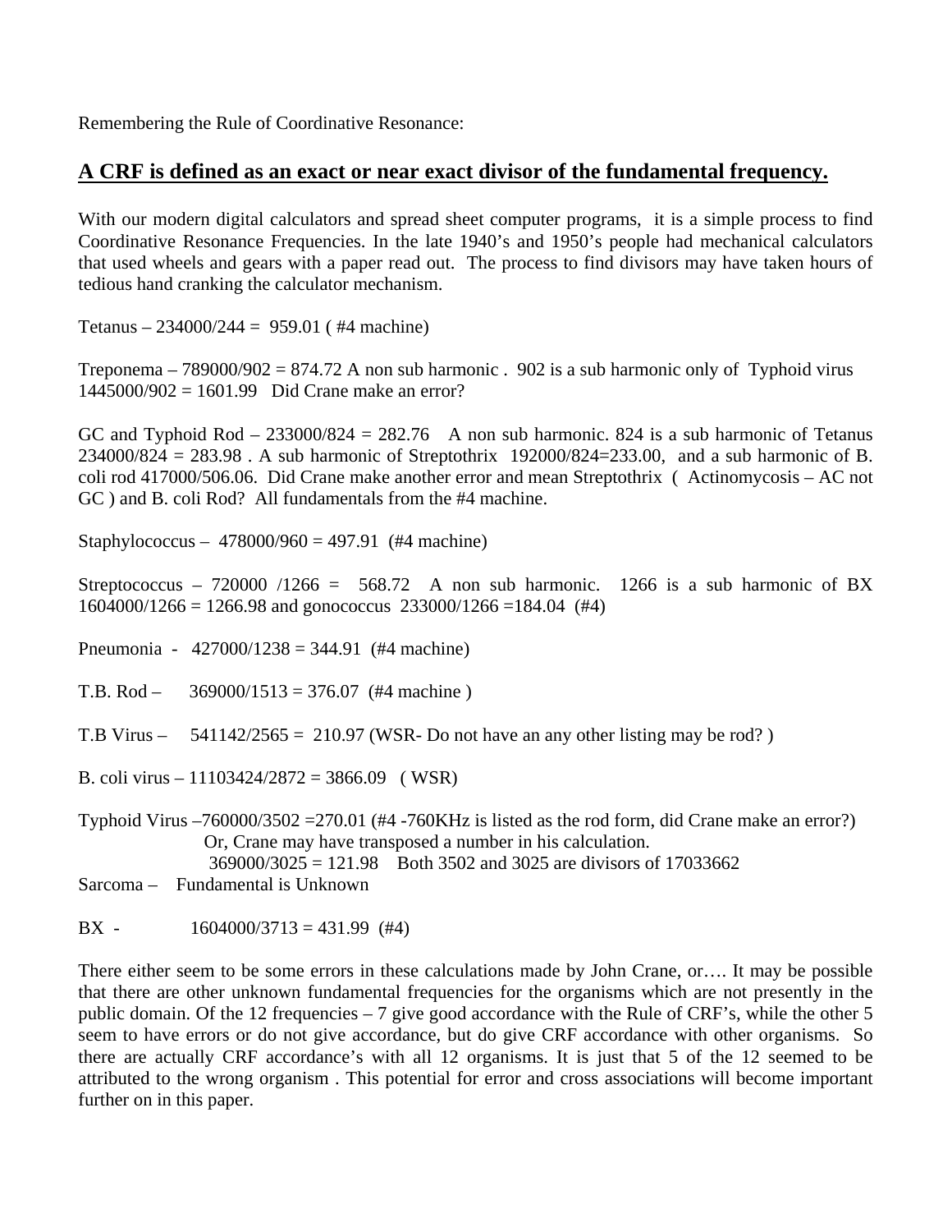Remembering the Rule of Coordinative Resonance:

## **A CRF is defined as an exact or near exact divisor of the fundamental frequency.**

With our modern digital calculators and spread sheet computer programs, it is a simple process to find Coordinative Resonance Frequencies. In the late 1940's and 1950's people had mechanical calculators that used wheels and gears with a paper read out. The process to find divisors may have taken hours of tedious hand cranking the calculator mechanism.

Tetanus – 234000/244 = 959.01 ( #4 machine)

Treponema – 789000/902 = 874.72 A non sub harmonic . 902 is a sub harmonic only of Typhoid virus 1445000/902 = 1601.99 Did Crane make an error?

GC and Typhoid Rod – 233000/824 = 282.76 A non sub harmonic. 824 is a sub harmonic of Tetanus 234000/824 = 283.98 . A sub harmonic of Streptothrix 192000/824=233.00, and a sub harmonic of B. coli rod 417000/506.06. Did Crane make another error and mean Streptothrix ( Actinomycosis – AC not GC ) and B. coli Rod? All fundamentals from the #4 machine.

Staphylococcus – 478000/960 = 497.91 (#4 machine)

Streptococcus – 720000 /1266 = 568.72 A non sub harmonic. 1266 is a sub harmonic of BX 1604000/1266 = 1266.98 and gonococcus 233000/1266 =184.04 (#4)

Pneumonia - 427000/1238 = 344.91 (#4 machine)

T.B. Rod – 369000/1513 = 376.07 (#4 machine )

T.B Virus – 541142/2565 = 210.97 (WSR- Do not have an any other listing may be rod? )

B. coli virus – 11103424/2872 = 3866.09 ( WSR)

Typhoid Virus –760000/3502 =270.01 (#4 -760KHz is listed as the rod form, did Crane make an error?)
Or, Crane may have transposed a number in his calculation.
369000/3025 = 121.98 Both 3502 and 3025 are divisors of 17033662

Sarcoma – Fundamental is Unknown

BX - 1604000/3713 = 431.99 (#4)

There either seem to be some errors in these calculations made by John Crane, or…. It may be possible that there are other unknown fundamental frequencies for the organisms which are not presently in the public domain. Of the 12 frequencies – 7 give good accordance with the Rule of CRF's, while the other 5 seem to have errors or do not give accordance, but do give CRF accordance with other organisms. So there are actually CRF accordance's with all 12 organisms. It is just that 5 of the 12 seemed to be attributed to the wrong organism . This potential for error and cross associations will become important further on in this paper.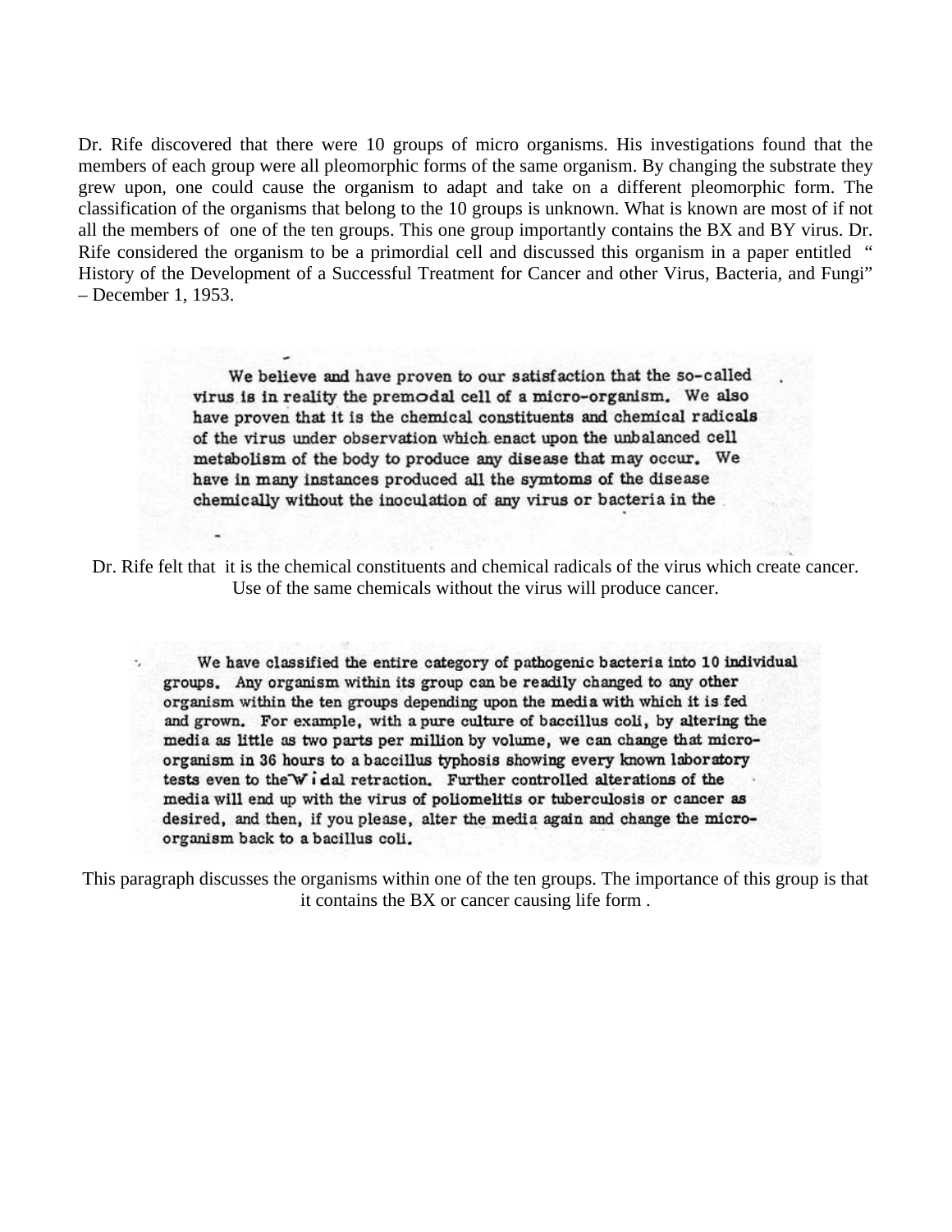Dr. Rife discovered that there were 10 groups of micro organisms. His investigations found that the members of each group were all pleomorphic forms of the same organism. By changing the substrate they grew upon, one could cause the organism to adapt and take on a different pleomorphic form. The classification of the organisms that belong to the 10 groups is unknown. What is known are most of if not all the members of one of the ten groups. This one group importantly contains the BX and BY virus. Dr. Rife considered the organism to be a primordial cell and discussed this organism in a paper entitled " History of the Development of a Successful Treatment for Cancer and other Virus, Bacteria, and Fungi" – December 1, 1953.

> We believe and have proven to our satisfaction that the so-called virus is in reality the premodal cell of a micro-organism. We also have proven that it is the chemical constituents and chemical radicals of the virus under observation which enact upon the unbalanced cell metabolism of the body to produce any disease that may occur. We have in many instances produced all the symtoms of the disease chemically without the inoculation of any virus or bacteria in the

Dr. Rife felt that it is the chemical constituents and chemical radicals of the virus which create cancer. Use of the same chemicals without the virus will produce cancer.

> We have classified the entire category of pathogenic bacteria into 10 individual groups. Any organism within its group can be readily changed to any other organism within the ten groups depending upon the media with which it is fed and grown. For example, with a pure culture of baccillus coli, by altering the media as little as two parts per million by volume, we can change that micro-organism in 36 hours to a baccillus typhosis showing every known laboratory tests even to the Widal retraction. Further controlled alterations of the media will end up with the virus of poliomelitis or tuberculosis or cancer as desired, and then, if you please, alter the media again and change the micro-organism back to a bacillus coli.

This paragraph discusses the organisms within one of the ten groups. The importance of this group is that it contains the BX or cancer causing life form .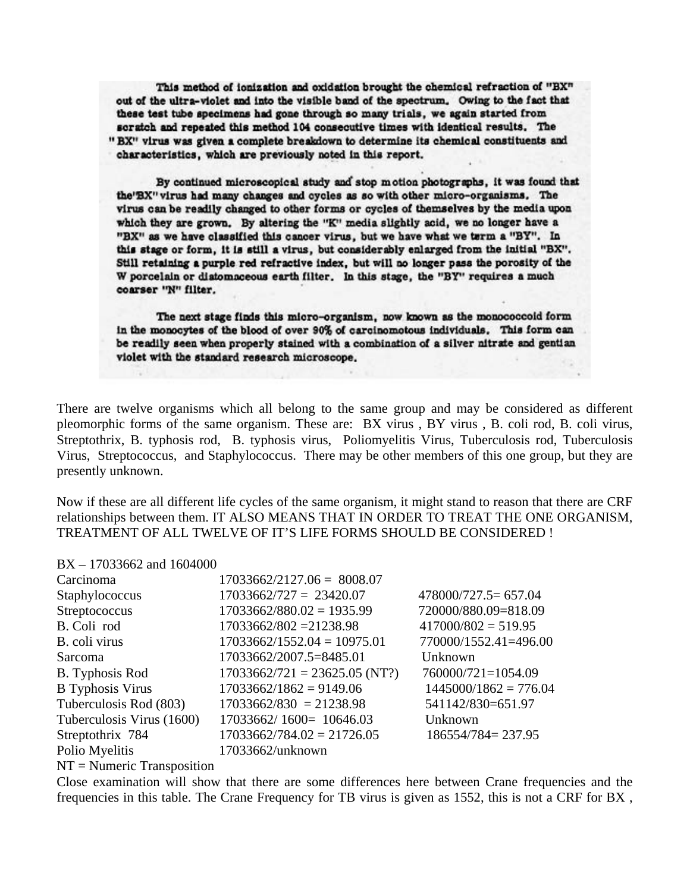This method of ionization and oxidation brought the chemical refraction of "BX" out of the ultra-violet and into the visible band of the spectrum. Owing to the fact that these test tube specimens had gone through so many trials, we again started from scratch and repeated this method 104 consecutive times with identical results. The "BX" virus was given a complete breakdown to determine its chemical constituents and characteristics, which are previously noted in this report.

By continued microscopical study and stop motion photographs, it was found that the "BX" virus had many changes and cycles as so with other micro-organisms. The virus can be readily changed to other forms or cycles of themselves by the media upon which they are grown. By altering the "K" media slightly acid, we no longer have a "BX" as we have classified this cancer virus, but we have what we term a "BY". In this stage or form, it is still a virus, but considerably enlarged from the initial "BX". Still retaining a purple red refractive index, but will no longer pass the porosity of the W porcelain or diatomaceous earth filter. In this stage, the "BY" requires a much coarser "N" filter.

The next stage finds this micro-organism, now known as the monococcoid form in the monocytes of the blood of over 90% of carcinomotous individuals. This form can be readily seen when properly stained with a combination of a silver nitrate and gentian violet with the standard research microscope.

There are twelve organisms which all belong to the same group and may be considered as different pleomorphic forms of the same organism. These are: BX virus , BY virus , B. coli rod, B. coli virus, Streptothrix, B. typhosis rod, B. typhosis virus, Poliomyelitis Virus, Tuberculosis rod, Tuberculosis Virus, Streptococcus, and Staphylococcus. There may be other members of this one group, but they are presently unknown.

Now if these are all different life cycles of the same organism, it might stand to reason that there are CRF relationships between them. IT ALSO MEANS THAT IN ORDER TO TREAT THE ONE ORGANISM, TREATMENT OF ALL TWELVE OF IT'S LIFE FORMS SHOULD BE CONSIDERED !

BX – 17033662 and 1604000

| | | |
|---|---|---|
| Carcinoma | 17033662/2127.06 = 8008.07 | |
| Staphylococcus | 17033662/727 = 23420.07 | 478000/727.5= 657.04 |
| Streptococcus | 17033662/880.02 = 1935.99 | 720000/880.09=818.09 |
| B. Coli rod | 17033662/802 =21238.98 | 417000/802 = 519.95 |
| B. coli virus | 17033662/1552.04 = 10975.01 | 770000/1552.41=496.00 |
| Sarcoma | 17033662/2007.5=8485.01 | Unknown |
| B. Typhosis Rod | 17033662/721 = 23625.05 (NT?) | 760000/721=1054.09 |
| B Typhosis Virus | 17033662/1862 = 9149.06 | 1445000/1862 = 776.04 |
| Tuberculosis Rod (803) | 17033662/830 = 21238.98 | 541142/830=651.97 |
| Tuberculosis Virus (1600) | 17033662/ 1600= 10646.03 | Unknown |
| Streptothrix 784 | 17033662/784.02 = 21726.05 | 186554/784= 237.95 |
| Polio Myelitis | 17033662/unknown | |

NT = Numeric Transposition

Close examination will show that there are some differences here between Crane frequencies and the frequencies in this table. The Crane Frequency for TB virus is given as 1552, this is not a CRF for BX ,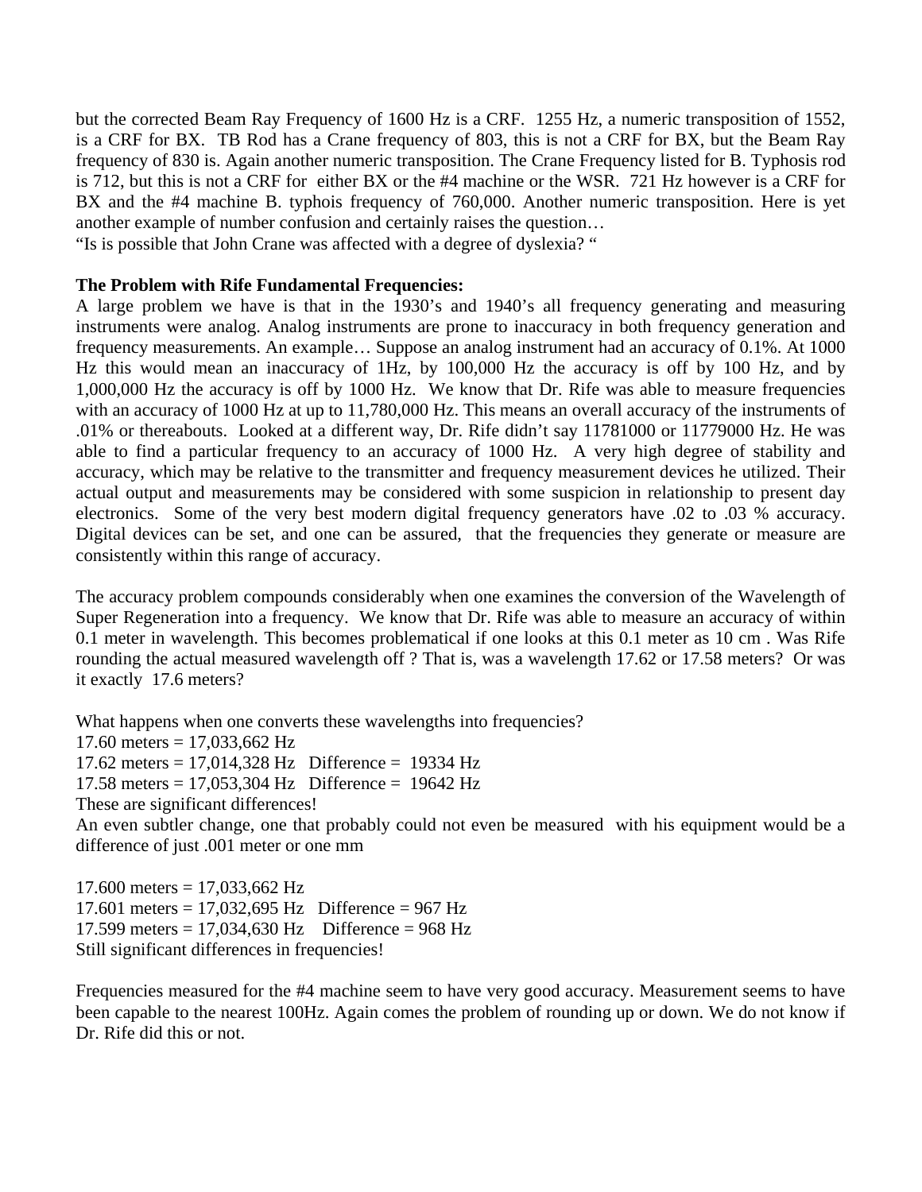but the corrected Beam Ray Frequency of 1600 Hz is a CRF. 1255 Hz, a numeric transposition of 1552, is a CRF for BX. TB Rod has a Crane frequency of 803, this is not a CRF for BX, but the Beam Ray frequency of 830 is. Again another numeric transposition. The Crane Frequency listed for B. Typhosis rod is 712, but this is not a CRF for either BX or the #4 machine or the WSR. 721 Hz however is a CRF for BX and the #4 machine B. typhois frequency of 760,000. Another numeric transposition. Here is yet another example of number confusion and certainly raises the question…
"Is is possible that John Crane was affected with a degree of dyslexia? "

**The Problem with Rife Fundamental Frequencies:**
A large problem we have is that in the 1930's and 1940's all frequency generating and measuring instruments were analog. Analog instruments are prone to inaccuracy in both frequency generation and frequency measurements. An example… Suppose an analog instrument had an accuracy of 0.1%. At 1000 Hz this would mean an inaccuracy of 1Hz, by 100,000 Hz the accuracy is off by 100 Hz, and by 1,000,000 Hz the accuracy is off by 1000 Hz. We know that Dr. Rife was able to measure frequencies with an accuracy of 1000 Hz at up to 11,780,000 Hz. This means an overall accuracy of the instruments of .01% or thereabouts. Looked at a different way, Dr. Rife didn't say 11781000 or 11779000 Hz. He was able to find a particular frequency to an accuracy of 1000 Hz. A very high degree of stability and accuracy, which may be relative to the transmitter and frequency measurement devices he utilized. Their actual output and measurements may be considered with some suspicion in relationship to present day electronics. Some of the very best modern digital frequency generators have .02 to .03 % accuracy. Digital devices can be set, and one can be assured, that the frequencies they generate or measure are consistently within this range of accuracy.

The accuracy problem compounds considerably when one examines the conversion of the Wavelength of Super Regeneration into a frequency. We know that Dr. Rife was able to measure an accuracy of within 0.1 meter in wavelength. This becomes problematical if one looks at this 0.1 meter as 10 cm . Was Rife rounding the actual measured wavelength off ? That is, was a wavelength 17.62 or 17.58 meters? Or was it exactly 17.6 meters?

What happens when one converts these wavelengths into frequencies?
17.60 meters = 17,033,662 Hz
17.62 meters = 17,014,328 Hz Difference = 19334 Hz
17.58 meters = 17,053,304 Hz Difference = 19642 Hz
These are significant differences!
An even subtler change, one that probably could not even be measured with his equipment would be a difference of just .001 meter or one mm

17.600 meters = 17,033,662 Hz
17.601 meters = 17,032,695 Hz Difference = 967 Hz
17.599 meters = 17,034,630 Hz Difference = 968 Hz
Still significant differences in frequencies!

Frequencies measured for the #4 machine seem to have very good accuracy. Measurement seems to have been capable to the nearest 100Hz. Again comes the problem of rounding up or down. We do not know if Dr. Rife did this or not.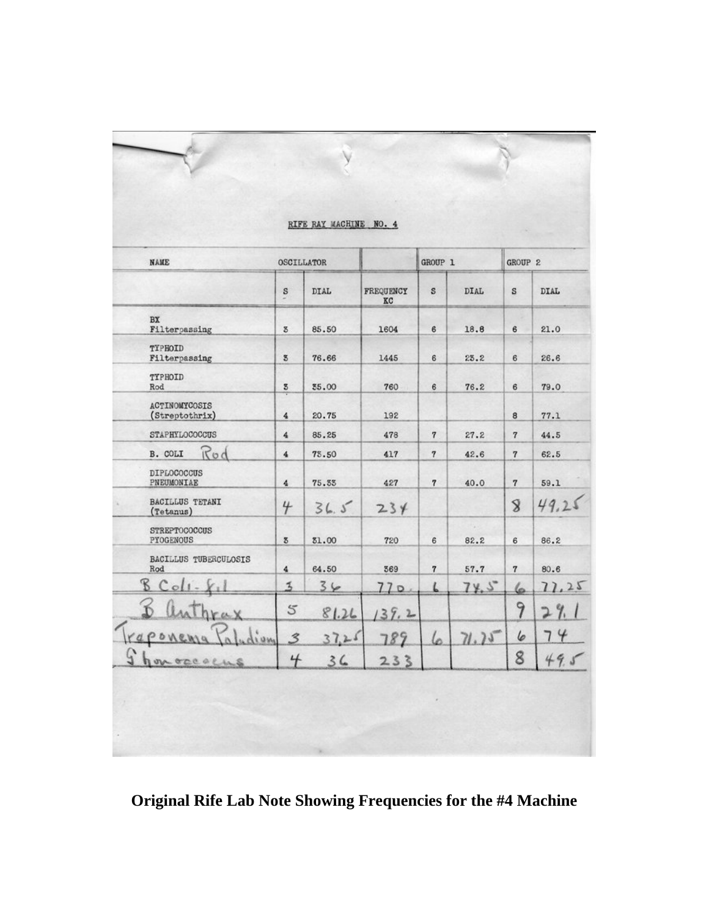RIFE RAY MACHINE NO. 4

| NAME | OSCILLATOR | | | GROUP 1 | | GROUP 2 | |
|---|---|---|---|---|---|---|---|
| | S | DIAL | FREQUENCY KC | S | DIAL | S | DIAL |
| BX Filterpassing | 3 | 85.50 | 1604 | 6 | 18.8 | 6 | 21.0 |
| TYPHOID Filterpassing | 3 | 76.66 | 1445 | 6 | 23.2 | 6 | 26.6 |
| TYPHOID Rod | 3 | 35.00 | 760 | 6 | 76.2 | 6 | 79.0 |
| ACTINOMYCOSIS (Streptothrix) | 4 | 20.75 | 192 | | | 8 | 77.1 |
| STAPHYLOCOCCUS | 4 | 85.25 | 478 | 7 | 27.2 | 7 | 44.5 |
| B. COLI Rod | 4 | 73.50 | 417 | 7 | 42.6 | 7 | 62.5 |
| DIPLOCOCCUS PNEUMONIAE | 4 | 75.33 | 427 | 7 | 40.0 | 7 | 59.1 |
| BACILLUS TETANI (Tetanus) | 4 | 36.5 | 234 | | | 8 | 49.25 |
| STREPTOCOCCUS PYOGENOUS | 3 | 31.00 | 720 | 6 | 82.2 | 6 | 86.2 |
| BACILLUS TUBERCULOSIS Rod | 4 | 64.50 | 369 | 7 | 57.7 | 7 | 80.6 |
| B Coli - fil | 3 | 36 | 770 | 6 | 74.5 | 6 | 77.25 |
| B Anthrax | 5 | 81.26 | 139.2 | | | 9 | 29.1 |
| Treponema Paludium | 3 | 37.25 | 789 | 6 | 71.75 | 6 | 74 |
| Ghonococcus | 4 | 36 | 233 | | | 8 | 49.5 |

**Original Rife Lab Note Showing Frequencies for the #4 Machine**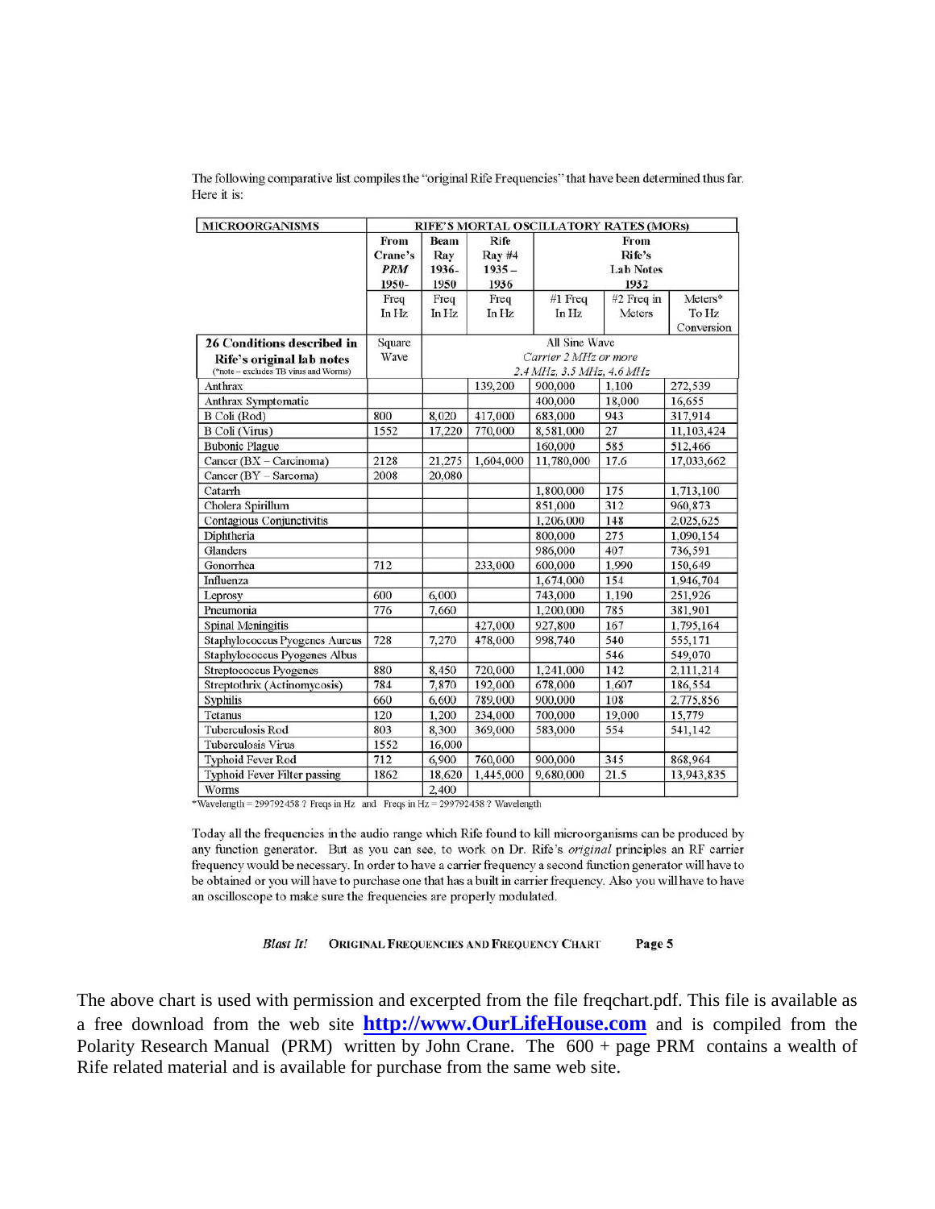The following comparative list compiles the "original Rife Frequencies" that have been determined thus far. Here it is:

| MICROORGANISMS | RIFE'S MORTAL OSCILLATORY RATES (MORs) | | | | | |
|---|---|---|---|---|---|---|
| | **From Crane's *PRM* 1950-** | **Beam Ray 1936-1950** | **Rife Ray #4 1935 – 1936** | **From Rife's Lab Notes 1932** | | |
| | Freq In Hz | Freq In Hz | Freq In Hz | #1 Freq In Hz | #2 Freq in Meters | Meters* To Hz Conversion |
| **26 Conditions described in Rife's original lab notes** (\*note – excludes TB virus and Worms) | Square Wave | All Sine Wave Carrier 2 MHz or more 2.4 MHz, 3.3 MHz, 4.6 MHz | | | | |
| Anthrax | | | 139,200 | 900,000 | 1,100 | 272,539 |
| Anthrax Symptomatic | | | | 400,000 | 18,000 | 16,655 |
| B Coli (Rod) | 800 | 8,020 | 417,000 | 683,000 | 943 | 317,914 |
| B Coli (Virus) | 1552 | 17,220 | 770,000 | 8,581,000 | 27 | 11,103,424 |
| Bubonic Plague | | | | 160,000 | 585 | 512,466 |
| Cancer (BX – Carcinoma) | 2128 | 21,275 | 1,604,000 | 11,780,000 | 17.6 | 17,033,662 |
| Cancer (BY – Sarcoma) | 2008 | 20,080 | | | | |
| Catarrh | | | | 1,800,000 | 175 | 1,713,100 |
| Cholera Spirillum | | | | 851,000 | 312 | 960,873 |
| Contagious Conjunctivitis | | | | 1,206,000 | 148 | 2,025,625 |
| Diphtheria | | | | 800,000 | 275 | 1,090,154 |
| Glanders | | | | 986,000 | 407 | 736,591 |
| Gonorrhea | 712 | | 233,000 | 600,000 | 1,990 | 150,649 |
| Influenza | | | | 1,674,000 | 154 | 1,946,704 |
| Leprosy | 600 | 6,000 | | 743,000 | 1,190 | 251,926 |
| Pneumonia | 776 | 7,660 | | 1,200,000 | 785 | 381,901 |
| Spinal Meningitis | | | 427,000 | 927,800 | 167 | 1,795,164 |
| Staphylococcus Pyogenes Aureus | 728 | 7,270 | 478,000 | 998,740 | 540 | 555,171 |
| Staphylococcus Pyogenes Albus | | | | | 546 | 549,070 |
| Streptococcus Pyogenes | 880 | 8,450 | 720,000 | 1,241,000 | 142 | 2,111,214 |
| Streptothrix (Actinomycosis) | 784 | 7,870 | 192,000 | 678,000 | 1,607 | 186,554 |
| Syphilis | 660 | 6,600 | 789,000 | 900,000 | 108 | 2,775,856 |
| Tetanus | 120 | 1,200 | 234,000 | 700,000 | 19,000 | 15,779 |
| Tuberculosis Rod | 803 | 8,300 | 369,000 | 583,000 | 554 | 541,142 |
| Tuberculosis Virus | 1552 | 16,000 | | | | |
| Typhoid Fever Rod | 712 | 6,900 | 760,000 | 900,000 | 345 | 868,964 |
| Typhoid Fever Filter passing | 1862 | 18,620 | 1,445,000 | 9,680,000 | 21.5 | 13,943,835 |
| Worms | | 2,400 | | | | |

\*Wavelength = 299792458 ? Freqs in Hz and Freqs in Hz = 299792458 ? Wavelength

Today all the frequencies in the audio range which Rife found to kill microorganisms can be produced by any function generator. But as you can see, to work on Dr. Rife's *original* principles an RF carrier frequency would be necessary. In order to have a carrier frequency a second function generator will have to be obtained or you will have to purchase one that has a built in carrier frequency. Also you will have to have an oscilloscope to make sure the frequencies are properly modulated.

*Blast It!* ORIGINAL FREQUENCIES AND FREQUENCY CHART Page 5

The above chart is used with permission and excerpted from the file freqchart.pdf. This file is available as a free download from the web site **http://www.OurLifeHouse.com** and is compiled from the Polarity Research Manual (PRM) written by John Crane. The 600 + page PRM contains a wealth of Rife related material and is available for purchase from the same web site.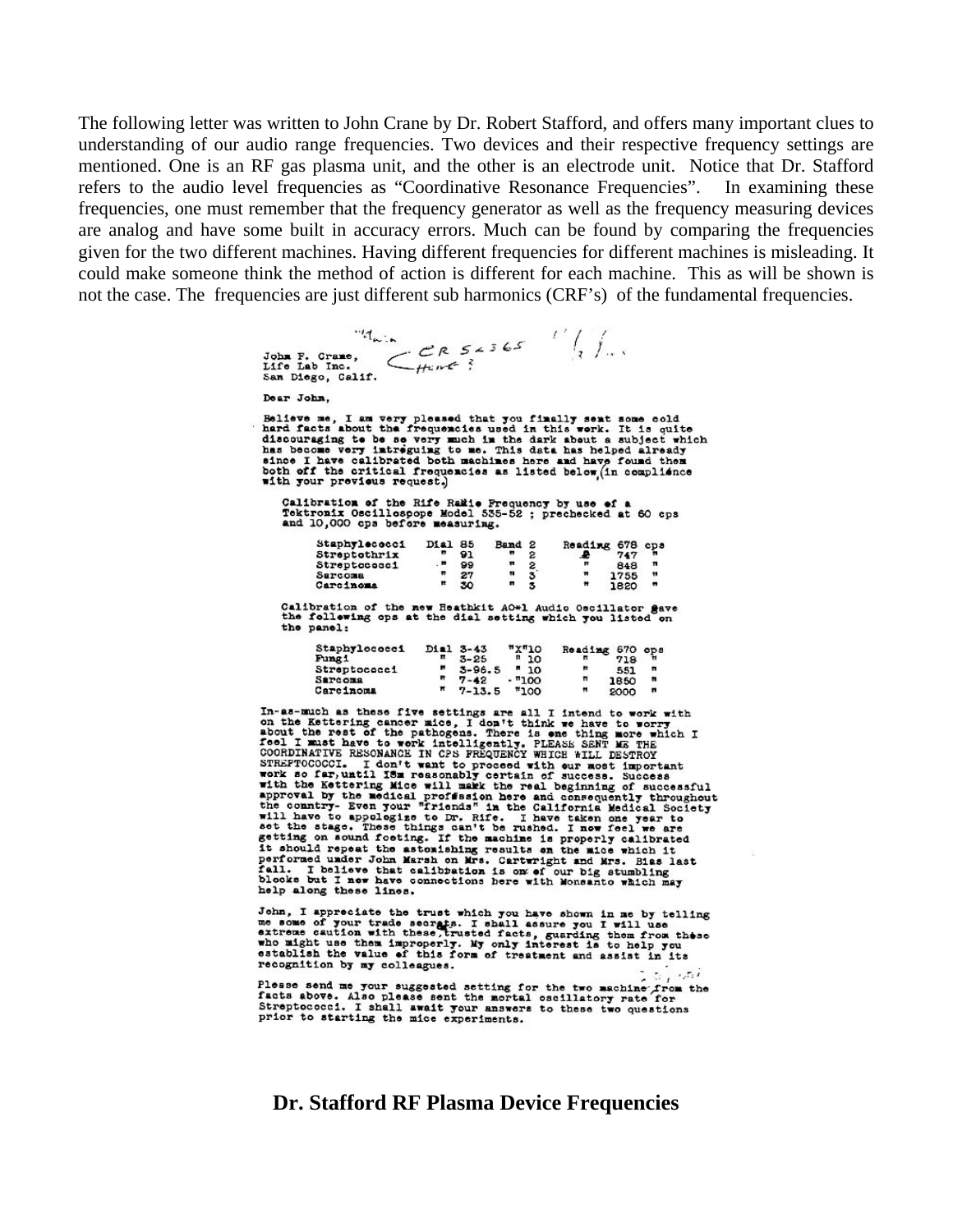The following letter was written to John Crane by Dr. Robert Stafford, and offers many important clues to understanding of our audio range frequencies. Two devices and their respective frequency settings are mentioned. One is an RF gas plasma unit, and the other is an electrode unit. Notice that Dr. Stafford refers to the audio level frequencies as "Coordinative Resonance Frequencies". In examining these frequencies, one must remember that the frequency generator as well as the frequency measuring devices are analog and have some built in accuracy errors. Much can be found by comparing the frequencies given for the two different machines. Having different frequencies for different machines is misleading. It could make someone think the method of action is different for each machine. This as will be shown is not the case. The frequencies are just different sub harmonics (CRF's) of the fundamental frequencies.

"Main CR 54365 Hunt?"

John F. Crane,
Life Lab Inc.
San Diego, Calif.

Dear John,

Believe me, I am very pleased that you finally sent some cold hard facts about the frequencies used in this work. It is quite discouraging to be so very much in the dark about a subject which has become very intreguing to me. This data has helped already since I have calibrated both machines here and have found them both off the critical frequencies as listed below (in compliance with your previous request.)

Calibration of the Rife Radio Frequency by use of a Tektronix Oscillospope Model 535-52 ; prechecked at 60 cps and 10,000 cps before measuring.

| | Dial | | Band | | Reading | |
|---|---|---|---|---|---|---|
| Staphylococci | Dial | 85 | Band | 2 | Reading | 678 cps |
| Streptothrix | " | 91 | " | 2 | " | 747 " |
| Streptococci | " | 99 | " | 2 | " | 848 " |
| Sarcoma | " | 27 | " | 3 | " | 1755 " |
| Carcinoma | " | 30 | " | 3 | " | 1820 " |

Calibration of the new Heathkit AO-1 Audio Oscillator gave the following cps at the dial setting which you listed on the panel:

| | Dial | | | | Reading | |
|---|---|---|---|---|---|---|
| Staphylococci | Dial | 3-43 | "X" | 10 | Reading | 670 cps |
| Fungi | " | 3-25 | " | 10 | " | 718 " |
| Streptococci | " | 3-96.5 | " | 10 | " | 551 " |
| Sarcoma | " | 7-42 | " | 100 | " | 1850 " |
| Carcinoma | " | 7-13.5 | " | 100 | " | 2000 " |

In-as-much as these five settings are all I intend to work with on the Kettering cancer mice, I don't think we have to worry about the rest of the pathogens. There is one thing more which I feel I must have to work intelligently. PLEASE SENT ME THE COORDINATIVE RESONANCE IN CPS FREQUENCY WHICH WILL DESTROY STREPTOCOCCI. I don't want to proceed with our most important work so far, until I'm reasonably certain of success. Success with the Kettering Mice will mark the real beginning of successful approval by the medical profession here and consequently throughout the country- Even your "friends" in the California Medical Society will have to appologize to Dr. Rife. I have taken one year to set the stage. These things can't be rushed. I now feel we are getting on sound footing. If the machine is properly calibrated it should repeat the astonishing results on the mice which it performed under John Marsh on Mrs. Cartwright and Mrs. Bias last fall. I believe that calibration is one of our big stumbling blocks but I now have connections here with Monsanto which may help along these lines.

John, I appreciate the trust which you have shown in me by telling me some of your trade secrets. I shall assure you I will use extreme caution with these trusted facts, guarding them from those who might use them improperly. My only interest is to help you establish the value of this form of treatment and assist in its recognition by my colleagues.

Please send me your suggested setting for the two machine from the facts above. Also please sent the mortal oscillatory rate for Streptococci. I shall await your answers to these two questions prior to starting the mice experiments.

**Dr. Stafford RF Plasma Device Frequencies**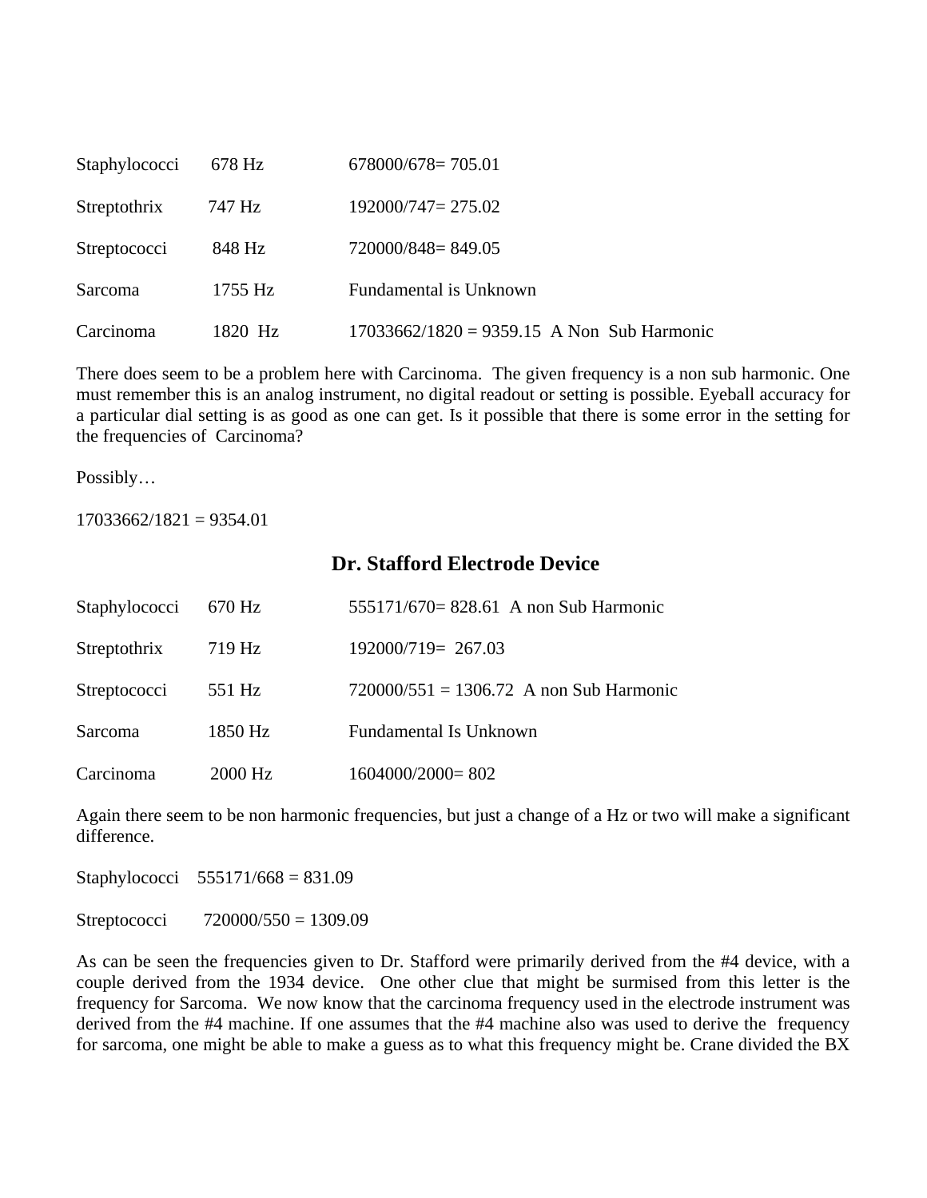| | | |
|---|---|---|
| Staphylococci | 678 Hz | 678000/678= 705.01 |
| Streptothrix | 747 Hz | 192000/747= 275.02 |
| Streptococci | 848 Hz | 720000/848= 849.05 |
| Sarcoma | 1755 Hz | Fundamental is Unknown |
| Carcinoma | 1820 Hz | 17033662/1820 = 9359.15 A Non Sub Harmonic |

There does seem to be a problem here with Carcinoma. The given frequency is a non sub harmonic. One must remember this is an analog instrument, no digital readout or setting is possible. Eyeball accuracy for a particular dial setting is as good as one can get. Is it possible that there is some error in the setting for the frequencies of Carcinoma?

Possibly…

17033662/1821 = 9354.01

## Dr. Stafford Electrode Device

| | | |
|---|---|---|
| Staphylococci | 670 Hz | 555171/670= 828.61 A non Sub Harmonic |
| Streptothrix | 719 Hz | 192000/719= 267.03 |
| Streptococci | 551 Hz | 720000/551 = 1306.72 A non Sub Harmonic |
| Sarcoma | 1850 Hz | Fundamental Is Unknown |
| Carcinoma | 2000 Hz | 1604000/2000= 802 |

Again there seem to be non harmonic frequencies, but just a change of a Hz or two will make a significant difference.

Staphylococci 555171/668 = 831.09

Streptococci 720000/550 = 1309.09

As can be seen the frequencies given to Dr. Stafford were primarily derived from the #4 device, with a couple derived from the 1934 device. One other clue that might be surmised from this letter is the frequency for Sarcoma. We now know that the carcinoma frequency used in the electrode instrument was derived from the #4 machine. If one assumes that the #4 machine also was used to derive the frequency for sarcoma, one might be able to make a guess as to what this frequency might be. Crane divided the BX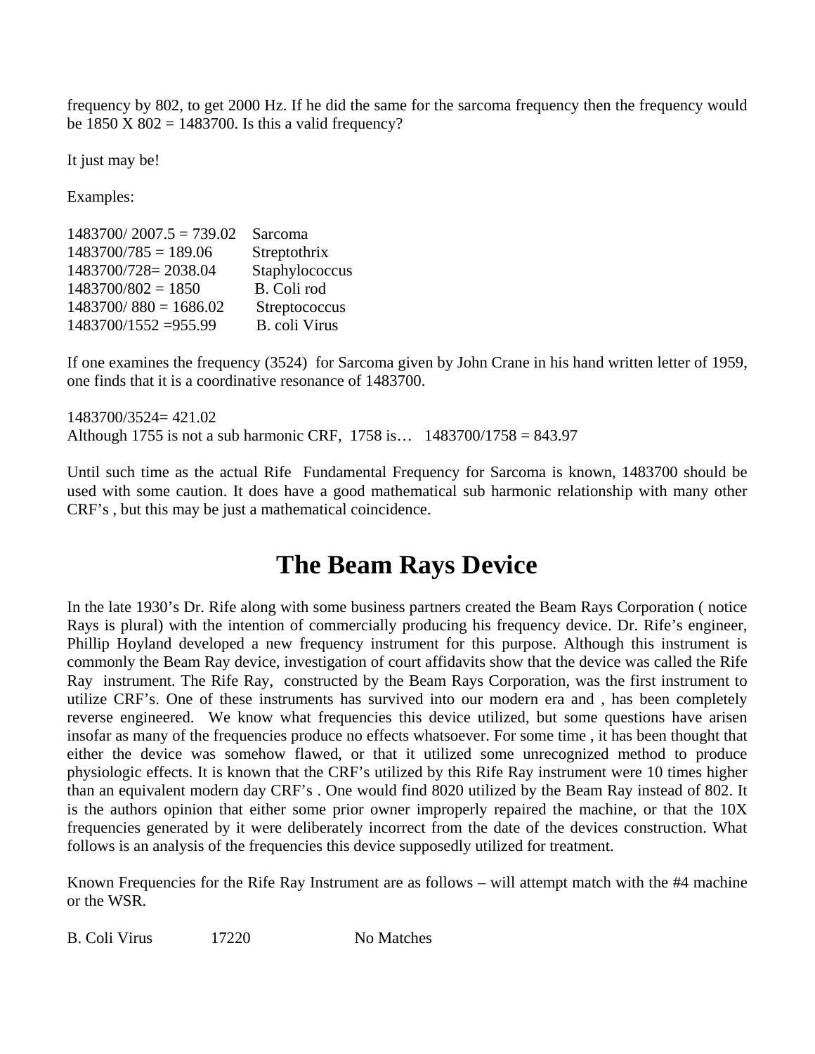frequency by 802, to get 2000 Hz. If he did the same for the sarcoma frequency then the frequency would be 1850 X 802 = 1483700. Is this a valid frequency?

It just may be!

Examples:

| | |
|---|---|
| 1483700/ 2007.5 = 739.02 | Sarcoma |
| 1483700/785 = 189.06 | Streptothrix |
| 1483700/728= 2038.04 | Staphylococcus |
| 1483700/802 = 1850 | B. Coli rod |
| 1483700/ 880 = 1686.02 | Streptococcus |
| 1483700/1552 =955.99 | B. coli Virus |

If one examines the frequency (3524) for Sarcoma given by John Crane in his hand written letter of 1959, one finds that it is a coordinative resonance of 1483700.

1483700/3524= 421.02
Although 1755 is not a sub harmonic CRF, 1758 is… 1483700/1758 = 843.97

Until such time as the actual Rife Fundamental Frequency for Sarcoma is known, 1483700 should be used with some caution. It does have a good mathematical sub harmonic relationship with many other CRF's , but this may be just a mathematical coincidence.

# The Beam Rays Device

In the late 1930's Dr. Rife along with some business partners created the Beam Rays Corporation ( notice Rays is plural) with the intention of commercially producing his frequency device. Dr. Rife's engineer, Phillip Hoyland developed a new frequency instrument for this purpose. Although this instrument is commonly the Beam Ray device, investigation of court affidavits show that the device was called the Rife Ray instrument. The Rife Ray, constructed by the Beam Rays Corporation, was the first instrument to utilize CRF's. One of these instruments has survived into our modern era and , has been completely reverse engineered. We know what frequencies this device utilized, but some questions have arisen insofar as many of the frequencies produce no effects whatsoever. For some time , it has been thought that either the device was somehow flawed, or that it utilized some unrecognized method to produce physiologic effects. It is known that the CRF's utilized by this Rife Ray instrument were 10 times higher than an equivalent modern day CRF's . One would find 8020 utilized by the Beam Ray instead of 802. It is the authors opinion that either some prior owner improperly repaired the machine, or that the 10X frequencies generated by it were deliberately incorrect from the date of the devices construction. What follows is an analysis of the frequencies this device supposedly utilized for treatment.

Known Frequencies for the Rife Ray Instrument are as follows – will attempt match with the #4 machine or the WSR.

| | | |
|---|---|---|
| B. Coli Virus | 17220 | No Matches |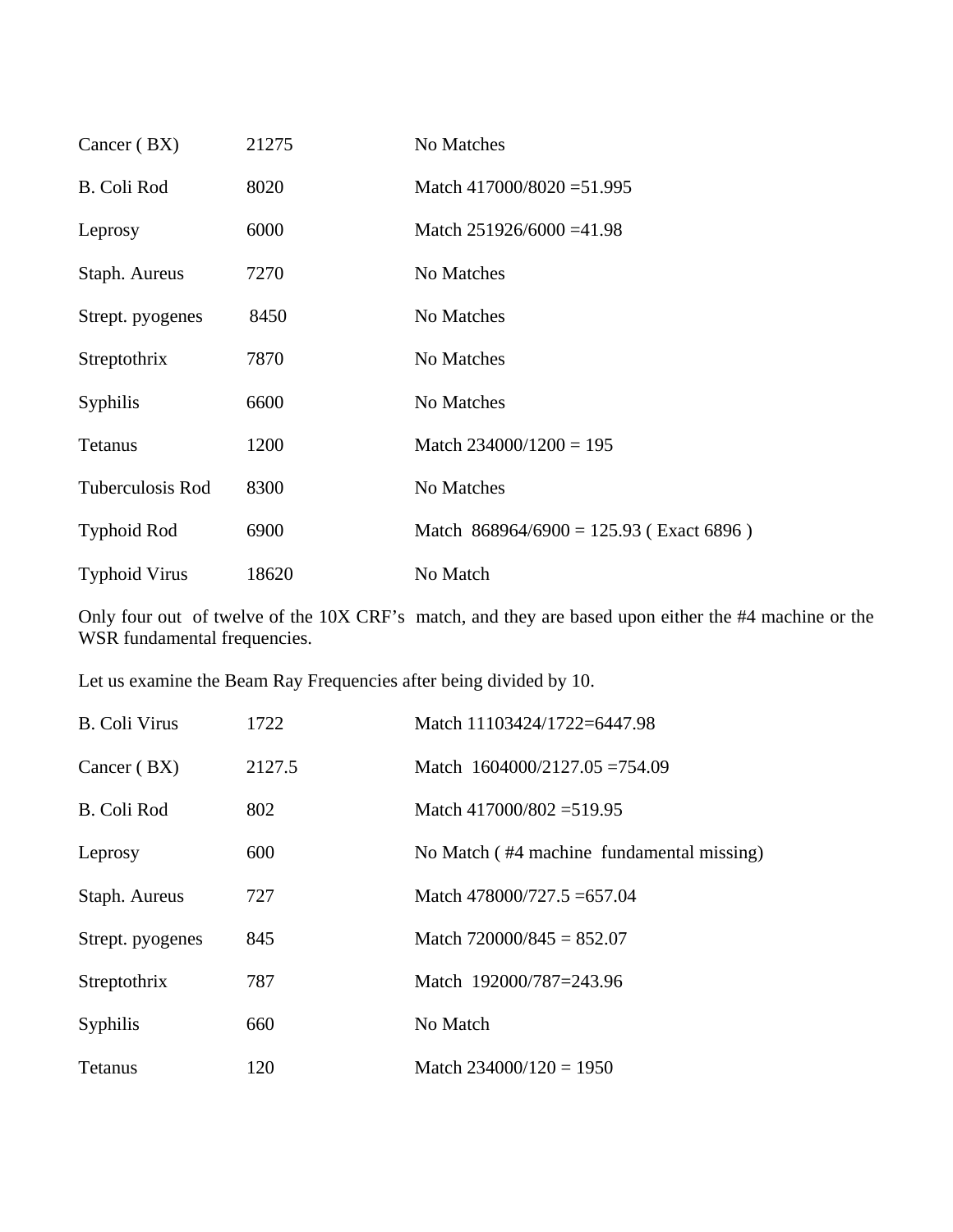| | | |
|---|---|---|
| Cancer ( BX) | 21275 | No Matches |
| B. Coli Rod | 8020 | Match 417000/8020 =51.995 |
| Leprosy | 6000 | Match 251926/6000 =41.98 |
| Staph. Aureus | 7270 | No Matches |
| Strept. pyogenes | 8450 | No Matches |
| Streptothrix | 7870 | No Matches |
| Syphilis | 6600 | No Matches |
| Tetanus | 1200 | Match 234000/1200 = 195 |
| Tuberculosis Rod | 8300 | No Matches |
| Typhoid Rod | 6900 | Match 868964/6900 = 125.93 ( Exact 6896 ) |
| Typhoid Virus | 18620 | No Match |

Only four out of twelve of the 10X CRF's match, and they are based upon either the #4 machine or the WSR fundamental frequencies.

Let us examine the Beam Ray Frequencies after being divided by 10.

| | | |
|---|---|---|
| B. Coli Virus | 1722 | Match 11103424/1722=6447.98 |
| Cancer ( BX) | 2127.5 | Match 1604000/2127.05 =754.09 |
| B. Coli Rod | 802 | Match 417000/802 =519.95 |
| Leprosy | 600 | No Match ( #4 machine fundamental missing) |
| Staph. Aureus | 727 | Match 478000/727.5 =657.04 |
| Strept. pyogenes | 845 | Match 720000/845 = 852.07 |
| Streptothrix | 787 | Match 192000/787=243.96 |
| Syphilis | 660 | No Match |
| Tetanus | 120 | Match 234000/120 = 1950 |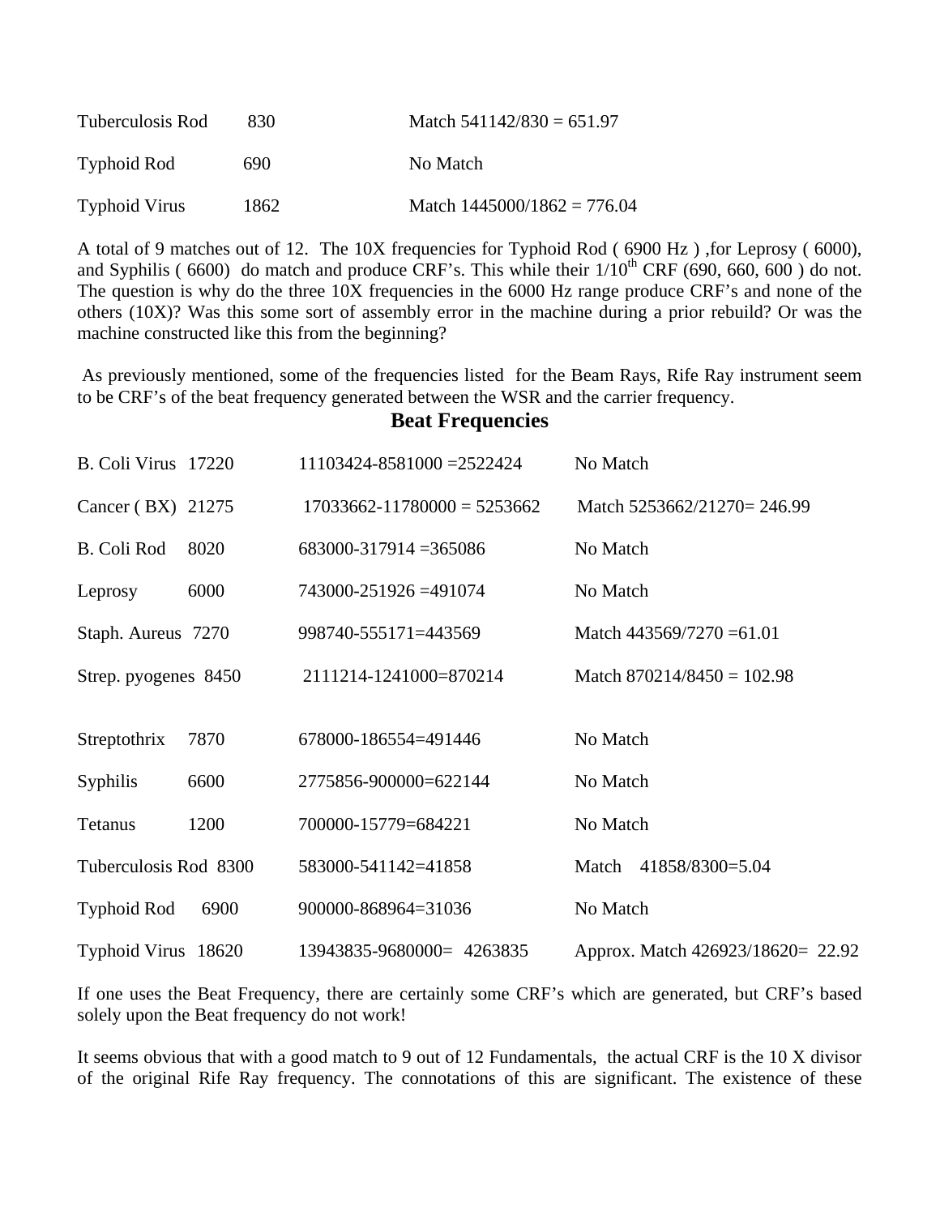| | | |
|---|---|---|
| Tuberculosis Rod | 830 | Match 541142/830 = 651.97 |
| Typhoid Rod | 690 | No Match |
| Typhoid Virus | 1862 | Match 1445000/1862 = 776.04 |

A total of 9 matches out of 12. The 10X frequencies for Typhoid Rod ( 6900 Hz ) ,for Leprosy ( 6000), and Syphilis ( 6600) do match and produce CRF's. This while their 1/10th CRF (690, 660, 600 ) do not. The question is why do the three 10X frequencies in the 6000 Hz range produce CRF's and none of the others (10X)? Was this some sort of assembly error in the machine during a prior rebuild? Or was the machine constructed like this from the beginning?

As previously mentioned, some of the frequencies listed for the Beam Rays, Rife Ray instrument seem to be CRF's of the beat frequency generated between the WSR and the carrier frequency.

## Beat Frequencies

| | | | |
|---|---|---|---|
| B. Coli Virus | 17220 | 11103424-8581000 =2522424 | No Match |
| Cancer ( BX) | 21275 | 17033662-11780000 = 5253662 | Match 5253662/21270= 246.99 |
| B. Coli Rod | 8020 | 683000-317914 =365086 | No Match |
| Leprosy | 6000 | 743000-251926 =491074 | No Match |
| Staph. Aureus | 7270 | 998740-555171=443569 | Match 443569/7270 =61.01 |
| Strep. pyogenes | 8450 | 2111214-1241000=870214 | Match 870214/8450 = 102.98 |
| Streptothrix | 7870 | 678000-186554=491446 | No Match |
| Syphilis | 6600 | 2775856-900000=622144 | No Match |
| Tetanus | 1200 | 700000-15779=684221 | No Match |
| Tuberculosis Rod | 8300 | 583000-541142=41858 | Match 41858/8300=5.04 |
| Typhoid Rod | 6900 | 900000-868964=31036 | No Match |
| Typhoid Virus | 18620 | 13943835-9680000= 4263835 | Approx. Match 426923/18620= 22.92 |

If one uses the Beat Frequency, there are certainly some CRF's which are generated, but CRF's based solely upon the Beat frequency do not work!

It seems obvious that with a good match to 9 out of 12 Fundamentals, the actual CRF is the 10 X divisor of the original Rife Ray frequency. The connotations of this are significant. The existence of these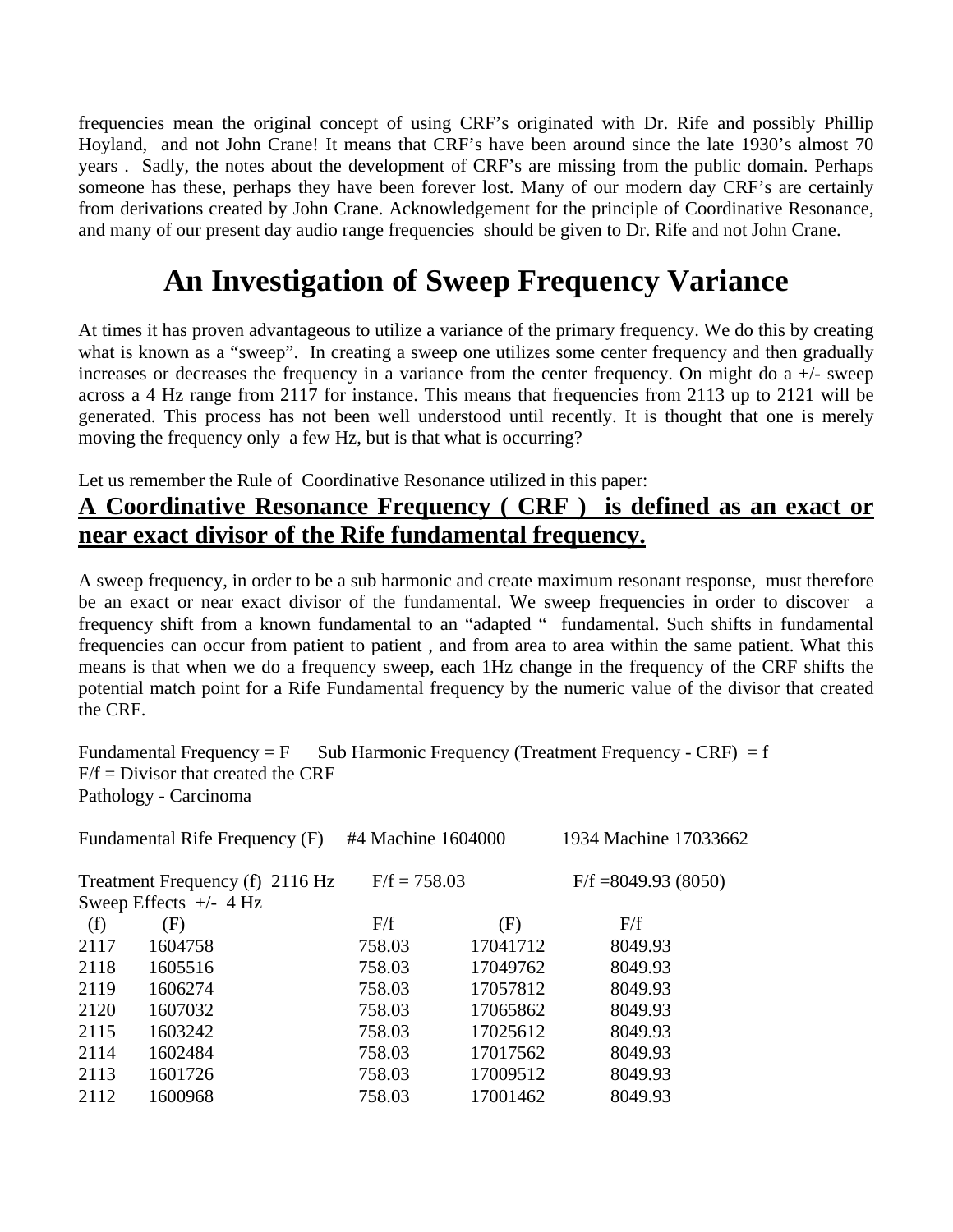frequencies mean the original concept of using CRF's originated with Dr. Rife and possibly Phillip Hoyland, and not John Crane! It means that CRF's have been around since the late 1930's almost 70 years . Sadly, the notes about the development of CRF's are missing from the public domain. Perhaps someone has these, perhaps they have been forever lost. Many of our modern day CRF's are certainly from derivations created by John Crane. Acknowledgement for the principle of Coordinative Resonance, and many of our present day audio range frequencies should be given to Dr. Rife and not John Crane.

# An Investigation of Sweep Frequency Variance

At times it has proven advantageous to utilize a variance of the primary frequency. We do this by creating what is known as a "sweep". In creating a sweep one utilizes some center frequency and then gradually increases or decreases the frequency in a variance from the center frequency. On might do a +/- sweep across a 4 Hz range from 2117 for instance. This means that frequencies from 2113 up to 2121 will be generated. This process has not been well understood until recently. It is thought that one is merely moving the frequency only a few Hz, but is that what is occurring?

Let us remember the Rule of Coordinative Resonance utilized in this paper:

**A Coordinative Resonance Frequency ( CRF ) is defined as an exact or near exact divisor of the Rife fundamental frequency.**

A sweep frequency, in order to be a sub harmonic and create maximum resonant response, must therefore be an exact or near exact divisor of the fundamental. We sweep frequencies in order to discover a frequency shift from a known fundamental to an "adapted " fundamental. Such shifts in fundamental frequencies can occur from patient to patient , and from area to area within the same patient. What this means is that when we do a frequency sweep, each 1Hz change in the frequency of the CRF shifts the potential match point for a Rife Fundamental frequency by the numeric value of the divisor that created the CRF.

Fundamental Frequency = F Sub Harmonic Frequency (Treatment Frequency - CRF) = f
$F/f$ = Divisor that created the CRF
Pathology - Carcinoma

Fundamental Rife Frequency (F) #4 Machine 1604000 1934 Machine 17033662

Treatment Frequency (f) 2116 Hz $F/f = 758.03$ $F/f = 8049.93$ (8050)
Sweep Effects +/- 4 Hz

| (f) | (F) | F/f | (F) | F/f |
|---|---|---|---|---|
| 2117 | 1604758 | 758.03 | 17041712 | 8049.93 |
| 2118 | 1605516 | 758.03 | 17049762 | 8049.93 |
| 2119 | 1606274 | 758.03 | 17057812 | 8049.93 |
| 2120 | 1607032 | 758.03 | 17065862 | 8049.93 |
| 2115 | 1603242 | 758.03 | 17025612 | 8049.93 |
| 2114 | 1602484 | 758.03 | 17017562 | 8049.93 |
| 2113 | 1601726 | 758.03 | 17009512 | 8049.93 |
| 2112 | 1600968 | 758.03 | 17001462 | 8049.93 |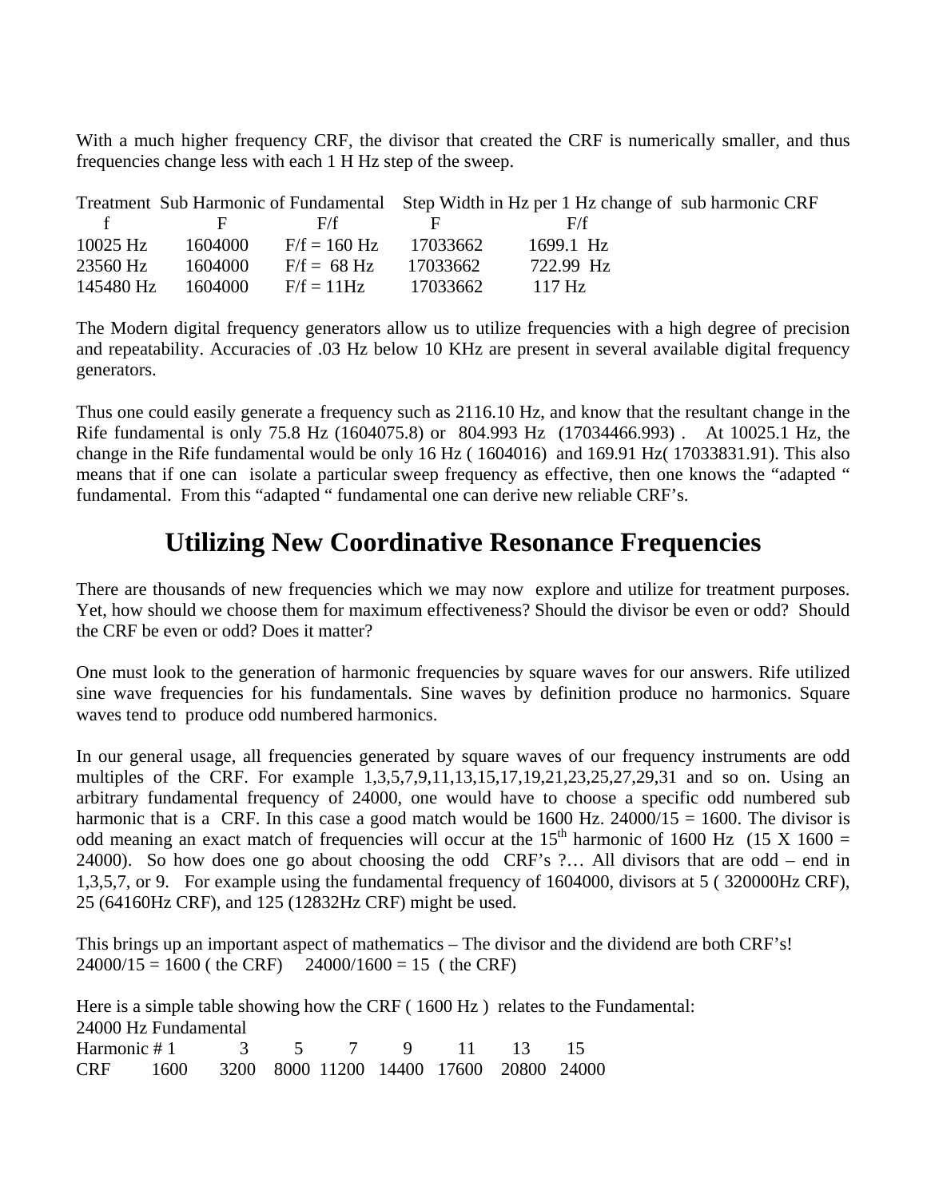With a much higher frequency CRF, the divisor that created the CRF is numerically smaller, and thus frequencies change less with each 1 H Hz step of the sweep.

| Treatment | Sub Harmonic of Fundamental | | Step Width in Hz per 1 Hz change of sub harmonic CRF | |
|---|---|---|---|---|
| f | F | F/f | F | F/f |
| 10025 Hz | 1604000 | F/f = 160 Hz | 17033662 | 1699.1 Hz |
| 23560 Hz | 1604000 | F/f = 68 Hz | 17033662 | 722.99 Hz |
| 145480 Hz | 1604000 | F/f = 11Hz | 17033662 | 117 Hz |

The Modern digital frequency generators allow us to utilize frequencies with a high degree of precision and repeatability. Accuracies of .03 Hz below 10 KHz are present in several available digital frequency generators.

Thus one could easily generate a frequency such as 2116.10 Hz, and know that the resultant change in the Rife fundamental is only 75.8 Hz (1604075.8) or 804.993 Hz (17034466.993) . At 10025.1 Hz, the change in the Rife fundamental would be only 16 Hz ( 1604016) and 169.91 Hz( 17033831.91). This also means that if one can isolate a particular sweep frequency as effective, then one knows the "adapted " fundamental. From this "adapted " fundamental one can derive new reliable CRF's.

# Utilizing New Coordinative Resonance Frequencies

There are thousands of new frequencies which we may now explore and utilize for treatment purposes. Yet, how should we choose them for maximum effectiveness? Should the divisor be even or odd? Should the CRF be even or odd? Does it matter?

One must look to the generation of harmonic frequencies by square waves for our answers. Rife utilized sine wave frequencies for his fundamentals. Sine waves by definition produce no harmonics. Square waves tend to produce odd numbered harmonics.

In our general usage, all frequencies generated by square waves of our frequency instruments are odd multiples of the CRF. For example 1,3,5,7,9,11,13,15,17,19,21,23,25,27,29,31 and so on. Using an arbitrary fundamental frequency of 24000, one would have to choose a specific odd numbered sub harmonic that is a CRF. In this case a good match would be 1600 Hz. 24000/15 = 1600. The divisor is odd meaning an exact match of frequencies will occur at the 15th harmonic of 1600 Hz (15 X 1600 = 24000). So how does one go about choosing the odd CRF's ?… All divisors that are odd – end in 1,3,5,7, or 9. For example using the fundamental frequency of 1604000, divisors at 5 ( 320000Hz CRF), 25 (64160Hz CRF), and 125 (12832Hz CRF) might be used.

This brings up an important aspect of mathematics – The divisor and the dividend are both CRF's!
24000/15 = 1600 ( the CRF) 24000/1600 = 15 ( the CRF)

Here is a simple table showing how the CRF ( 1600 Hz ) relates to the Fundamental:
24000 Hz Fundamental

| Harmonic # | 1 | 3 | 5 | 7 | 9 | 11 | 13 | 15 |
|---|---|---|---|---|---|---|---|---|
| CRF | 1600 | 3200 | 8000 | 11200 | 14400 | 17600 | 20800 | 24000 |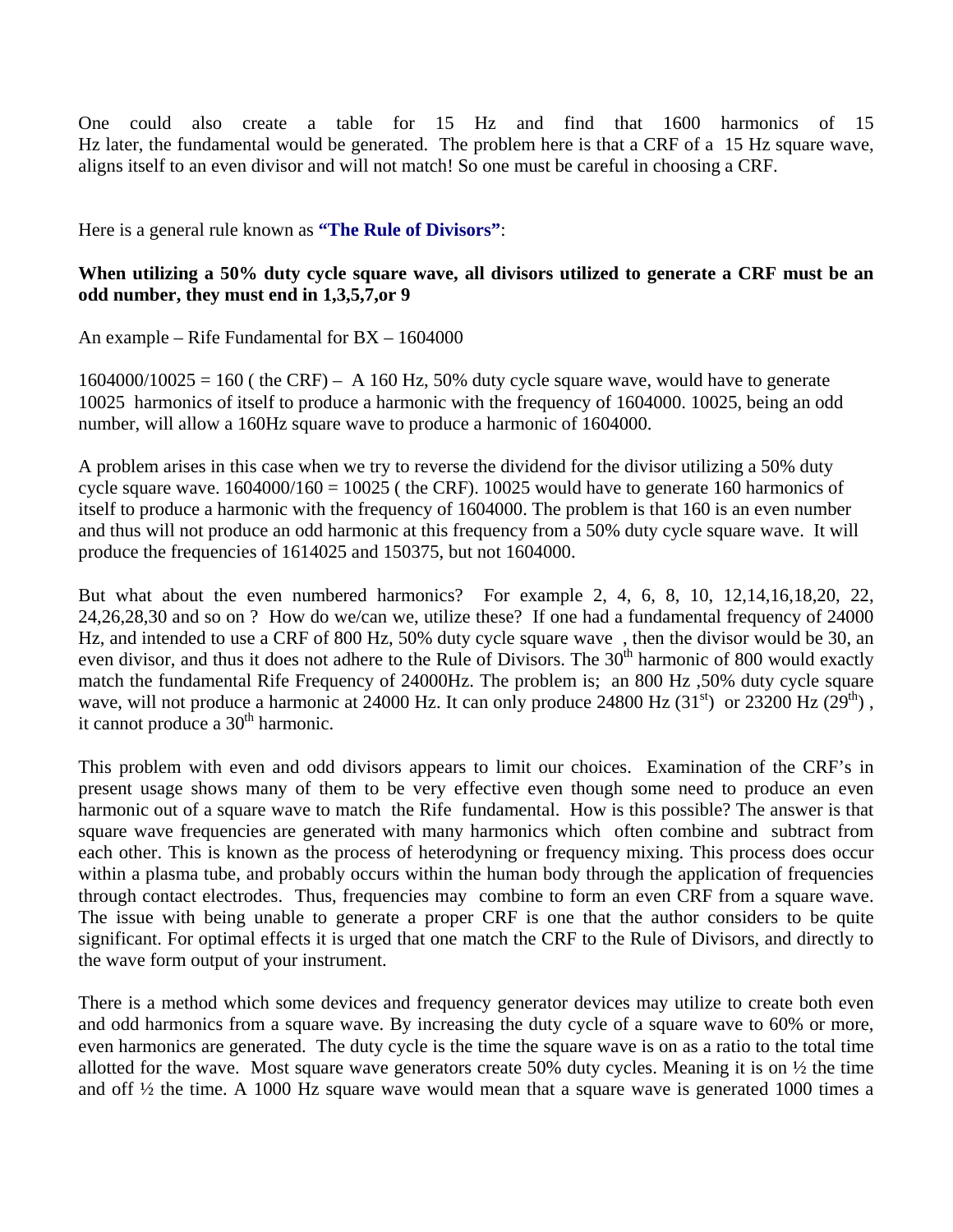One could also create a table for 15 Hz and find that 1600 harmonics of 15 Hz later, the fundamental would be generated. The problem here is that a CRF of a 15 Hz square wave, aligns itself to an even divisor and will not match! So one must be careful in choosing a CRF.

Here is a general rule known as **"The Rule of Divisors"**:

**When utilizing a 50% duty cycle square wave, all divisors utilized to generate a CRF must be an odd number, they must end in 1,3,5,7,or 9**

An example – Rife Fundamental for BX – 1604000

1604000/10025 = 160 ( the CRF) – A 160 Hz, 50% duty cycle square wave, would have to generate 10025 harmonics of itself to produce a harmonic with the frequency of 1604000. 10025, being an odd number, will allow a 160Hz square wave to produce a harmonic of 1604000.

A problem arises in this case when we try to reverse the dividend for the divisor utilizing a 50% duty cycle square wave. 1604000/160 = 10025 ( the CRF). 10025 would have to generate 160 harmonics of itself to produce a harmonic with the frequency of 1604000. The problem is that 160 is an even number and thus will not produce an odd harmonic at this frequency from a 50% duty cycle square wave. It will produce the frequencies of 1614025 and 150375, but not 1604000.

But what about the even numbered harmonics? For example 2, 4, 6, 8, 10, 12,14,16,18,20, 22, 24,26,28,30 and so on ? How do we/can we, utilize these? If one had a fundamental frequency of 24000 Hz, and intended to use a CRF of 800 Hz, 50% duty cycle square wave , then the divisor would be 30, an even divisor, and thus it does not adhere to the Rule of Divisors. The 30th harmonic of 800 would exactly match the fundamental Rife Frequency of 24000Hz. The problem is; an 800 Hz ,50% duty cycle square wave, will not produce a harmonic at 24000 Hz. It can only produce 24800 Hz (31st) or 23200 Hz (29th) , it cannot produce a 30th harmonic.

This problem with even and odd divisors appears to limit our choices. Examination of the CRF's in present usage shows many of them to be very effective even though some need to produce an even harmonic out of a square wave to match the Rife fundamental. How is this possible? The answer is that square wave frequencies are generated with many harmonics which often combine and subtract from each other. This is known as the process of heterodyning or frequency mixing. This process does occur within a plasma tube, and probably occurs within the human body through the application of frequencies through contact electrodes. Thus, frequencies may combine to form an even CRF from a square wave. The issue with being unable to generate a proper CRF is one that the author considers to be quite significant. For optimal effects it is urged that one match the CRF to the Rule of Divisors, and directly to the wave form output of your instrument.

There is a method which some devices and frequency generator devices may utilize to create both even and odd harmonics from a square wave. By increasing the duty cycle of a square wave to 60% or more, even harmonics are generated. The duty cycle is the time the square wave is on as a ratio to the total time allotted for the wave. Most square wave generators create 50% duty cycles. Meaning it is on ½ the time and off ½ the time. A 1000 Hz square wave would mean that a square wave is generated 1000 times a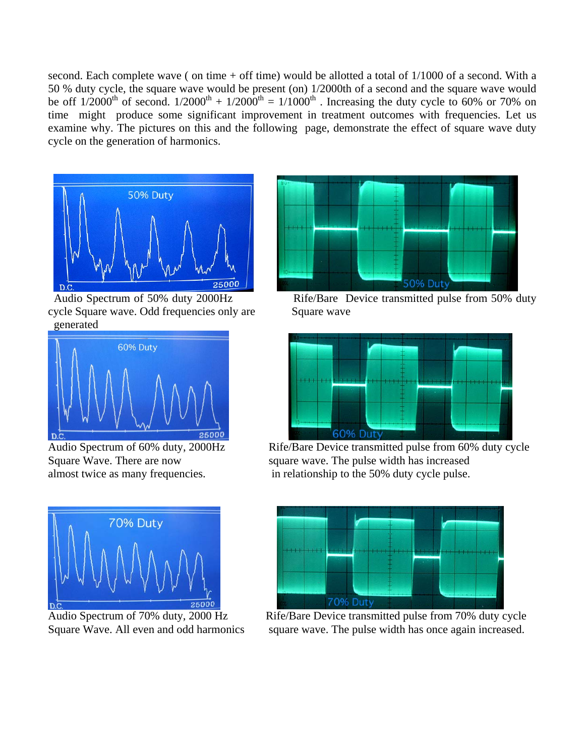second. Each complete wave ( on time + off time) would be allotted a total of 1/1000 of a second. With a 50 % duty cycle, the square wave would be present (on) 1/2000th of a second and the square wave would be off $1/2000^{th}$ of second. $1/2000^{th} + 1/2000^{th} = 1/1000^{th}$ . Increasing the duty cycle to 60% or 70% on time might produce some significant improvement in treatment outcomes with frequencies. Let us examine why. The pictures on this and the following page, demonstrate the effect of square wave duty cycle on the generation of harmonics.

Audio Spectrum of 50% duty 2000Hz cycle Square wave. Odd frequencies only are generated

Rife/Bare Device transmitted pulse from 50% duty Square wave

Audio Spectrum of 60% duty, 2000Hz Square Wave. There are now almost twice as many frequencies.

Rife/Bare Device transmitted pulse from 60% duty cycle square wave. The pulse width has increased in relationship to the 50% duty cycle pulse.

Audio Spectrum of 70% duty, 2000 Hz Square Wave. All even and odd harmonics

Rife/Bare Device transmitted pulse from 70% duty cycle square wave. The pulse width has once again increased.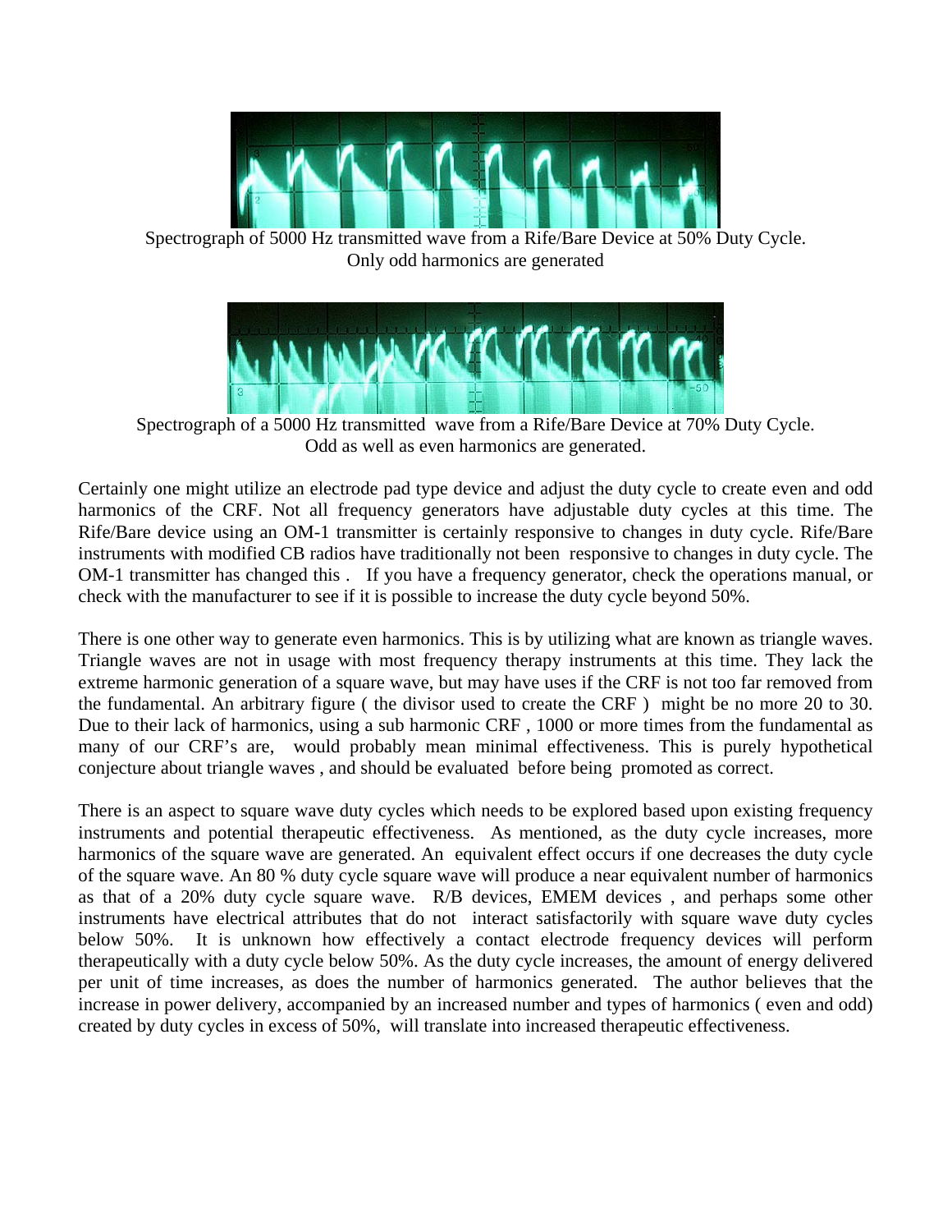Spectrograph of 5000 Hz transmitted wave from a Rife/Bare Device at 50% Duty Cycle. Only odd harmonics are generated

Spectrograph of a 5000 Hz transmitted wave from a Rife/Bare Device at 70% Duty Cycle. Odd as well as even harmonics are generated.

Certainly one might utilize an electrode pad type device and adjust the duty cycle to create even and odd harmonics of the CRF. Not all frequency generators have adjustable duty cycles at this time. The Rife/Bare device using an OM-1 transmitter is certainly responsive to changes in duty cycle. Rife/Bare instruments with modified CB radios have traditionally not been responsive to changes in duty cycle. The OM-1 transmitter has changed this . If you have a frequency generator, check the operations manual, or check with the manufacturer to see if it is possible to increase the duty cycle beyond 50%.

There is one other way to generate even harmonics. This is by utilizing what are known as triangle waves. Triangle waves are not in usage with most frequency therapy instruments at this time. They lack the extreme harmonic generation of a square wave, but may have uses if the CRF is not too far removed from the fundamental. An arbitrary figure ( the divisor used to create the CRF ) might be no more 20 to 30. Due to their lack of harmonics, using a sub harmonic CRF , 1000 or more times from the fundamental as many of our CRF's are, would probably mean minimal effectiveness. This is purely hypothetical conjecture about triangle waves , and should be evaluated before being promoted as correct.

There is an aspect to square wave duty cycles which needs to be explored based upon existing frequency instruments and potential therapeutic effectiveness. As mentioned, as the duty cycle increases, more harmonics of the square wave are generated. An equivalent effect occurs if one decreases the duty cycle of the square wave. An 80 % duty cycle square wave will produce a near equivalent number of harmonics as that of a 20% duty cycle square wave. R/B devices, EMEM devices , and perhaps some other instruments have electrical attributes that do not interact satisfactorily with square wave duty cycles below 50%. It is unknown how effectively a contact electrode frequency devices will perform therapeutically with a duty cycle below 50%. As the duty cycle increases, the amount of energy delivered per unit of time increases, as does the number of harmonics generated. The author believes that the increase in power delivery, accompanied by an increased number and types of harmonics ( even and odd) created by duty cycles in excess of 50%, will translate into increased therapeutic effectiveness.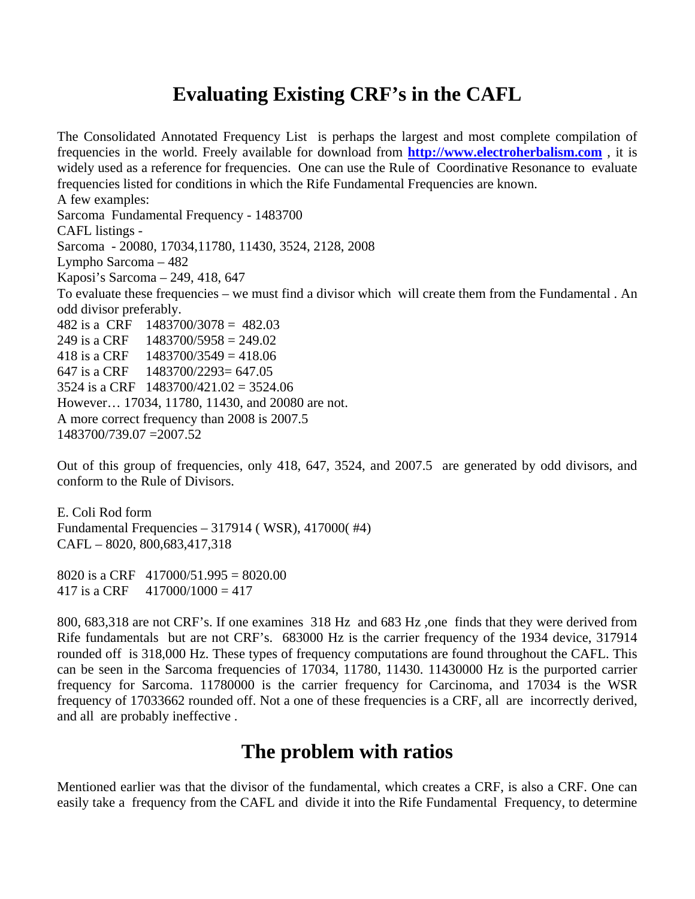# Evaluating Existing CRF's in the CAFL

The Consolidated Annotated Frequency List is perhaps the largest and most complete compilation of frequencies in the world. Freely available for download from **http://www.electroherbalism.com** , it is widely used as a reference for frequencies. One can use the Rule of Coordinative Resonance to evaluate frequencies listed for conditions in which the Rife Fundamental Frequencies are known.

A few examples:

Sarcoma Fundamental Frequency - 1483700

CAFL listings -

Sarcoma - 20080, 17034,11780, 11430, 3524, 2128, 2008

Lympho Sarcoma – 482

Kaposi's Sarcoma – 249, 418, 647

To evaluate these frequencies – we must find a divisor which will create them from the Fundamental . An odd divisor preferably.

482 is a CRF 1483700/3078 = 482.03

249 is a CRF 1483700/5958 = 249.02

418 is a CRF 1483700/3549 = 418.06

647 is a CRF 1483700/2293= 647.05

3524 is a CRF 1483700/421.02 = 3524.06

However… 17034, 11780, 11430, and 20080 are not.

A more correct frequency than 2008 is 2007.5

1483700/739.07 =2007.52

Out of this group of frequencies, only 418, 647, 3524, and 2007.5 are generated by odd divisors, and conform to the Rule of Divisors.

E. Coli Rod form

Fundamental Frequencies – 317914 ( WSR), 417000( #4)

CAFL – 8020, 800,683,417,318

8020 is a CRF 417000/51.995 = 8020.00

417 is a CRF 417000/1000 = 417

800, 683,318 are not CRF's. If one examines 318 Hz and 683 Hz ,one finds that they were derived from Rife fundamentals but are not CRF's. 683000 Hz is the carrier frequency of the 1934 device, 317914 rounded off is 318,000 Hz. These types of frequency computations are found throughout the CAFL. This can be seen in the Sarcoma frequencies of 17034, 11780, 11430. 11430000 Hz is the purported carrier frequency for Sarcoma. 11780000 is the carrier frequency for Carcinoma, and 17034 is the WSR frequency of 17033662 rounded off. Not a one of these frequencies is a CRF, all are incorrectly derived, and all are probably ineffective .

# The problem with ratios

Mentioned earlier was that the divisor of the fundamental, which creates a CRF, is also a CRF. One can easily take a frequency from the CAFL and divide it into the Rife Fundamental Frequency, to determine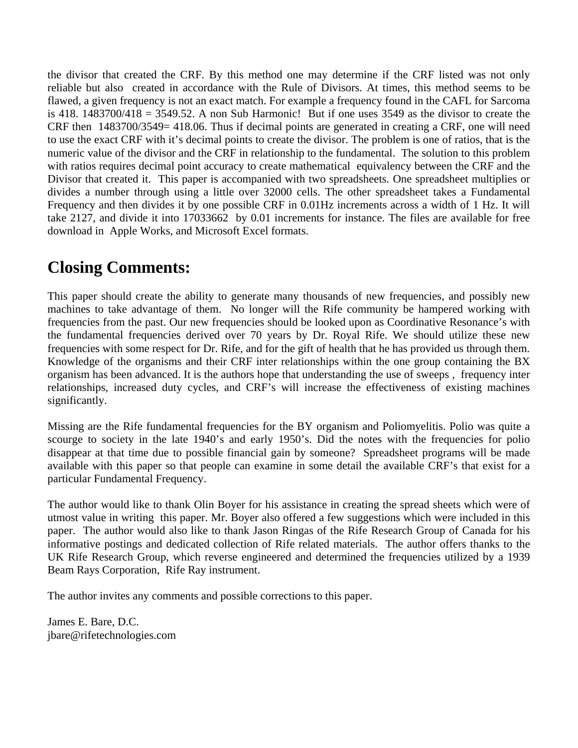the divisor that created the CRF. By this method one may determine if the CRF listed was not only reliable but also created in accordance with the Rule of Divisors. At times, this method seems to be flawed, a given frequency is not an exact match. For example a frequency found in the CAFL for Sarcoma is 418. 1483700/418 = 3549.52. A non Sub Harmonic! But if one uses 3549 as the divisor to create the CRF then 1483700/3549= 418.06. Thus if decimal points are generated in creating a CRF, one will need to use the exact CRF with it's decimal points to create the divisor. The problem is one of ratios, that is the numeric value of the divisor and the CRF in relationship to the fundamental. The solution to this problem with ratios requires decimal point accuracy to create mathematical equivalency between the CRF and the Divisor that created it. This paper is accompanied with two spreadsheets. One spreadsheet multiplies or divides a number through using a little over 32000 cells. The other spreadsheet takes a Fundamental Frequency and then divides it by one possible CRF in 0.01Hz increments across a width of 1 Hz. It will take 2127, and divide it into 17033662 by 0.01 increments for instance. The files are available for free download in Apple Works, and Microsoft Excel formats.

## Closing Comments:

This paper should create the ability to generate many thousands of new frequencies, and possibly new machines to take advantage of them. No longer will the Rife community be hampered working with frequencies from the past. Our new frequencies should be looked upon as Coordinative Resonance's with the fundamental frequencies derived over 70 years by Dr. Royal Rife. We should utilize these new frequencies with some respect for Dr. Rife, and for the gift of health that he has provided us through them. Knowledge of the organisms and their CRF inter relationships within the one group containing the BX organism has been advanced. It is the authors hope that understanding the use of sweeps , frequency inter relationships, increased duty cycles, and CRF's will increase the effectiveness of existing machines significantly.

Missing are the Rife fundamental frequencies for the BY organism and Poliomyelitis. Polio was quite a scourge to society in the late 1940's and early 1950's. Did the notes with the frequencies for polio disappear at that time due to possible financial gain by someone? Spreadsheet programs will be made available with this paper so that people can examine in some detail the available CRF's that exist for a particular Fundamental Frequency.

The author would like to thank Olin Boyer for his assistance in creating the spread sheets which were of utmost value in writing this paper. Mr. Boyer also offered a few suggestions which were included in this paper. The author would also like to thank Jason Ringas of the Rife Research Group of Canada for his informative postings and dedicated collection of Rife related materials. The author offers thanks to the UK Rife Research Group, which reverse engineered and determined the frequencies utilized by a 1939 Beam Rays Corporation, Rife Ray instrument.

The author invites any comments and possible corrections to this paper.

James E. Bare, D.C.
jbare@rifetechnologies.com